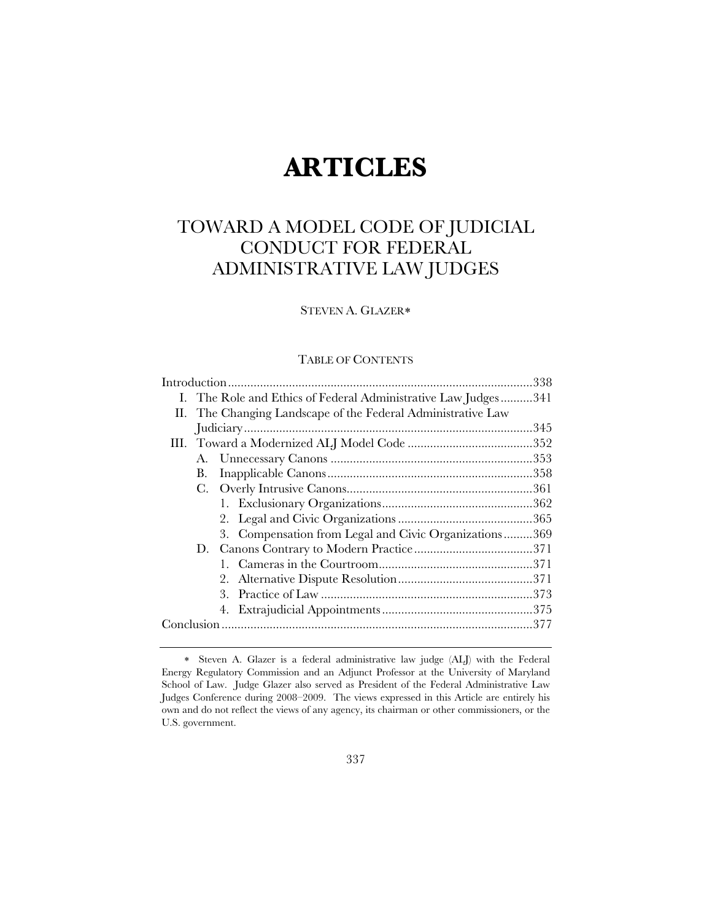# ARTICLES

## TOWARD A MODEL CODE OF JUDICIAL CONDUCT FOR FEDERAL ADMINISTRATIVE LAW JUDGES

STEVEN A. GLAZER*

TABLE OF CONTENTS

Introduction ..............................................................................................338
- I. The Role and Ethics of Federal Administrative Law Judges ..........341
- II. The Changing Landscape of the Federal Administrative Law Judiciary ..........................................................................................345
- III. Toward a Modernized ALJ Model Code .......................................352
  - A. Unnecessary Canons ...............................................................353
  - B. Inapplicable Canons ................................................................358
  - C. Overly Intrusive Canons..........................................................361
    1. Exclusionary Organizations...............................................362
    2. Legal and Civic Organizations ..........................................365
    3. Compensation from Legal and Civic Organizations .........369
  - D. Canons Contrary to Modern Practice .....................................371
    1. Cameras in the Courtroom................................................371
    2. Alternative Dispute Resolution..........................................371
    3. Practice of Law ..................................................................373
    4. Extrajudicial Appointments ...............................................375

Conclusion .................................................................................................377

---

* Steven A. Glazer is a federal administrative law judge (ALJ) with the Federal Energy Regulatory Commission and an Adjunct Professor at the University of Maryland School of Law. Judge Glazer also served as President of the Federal Administrative Law Judges Conference during 2008–2009. The views expressed in this Article are entirely his own and do not reflect the views of any agency, its chairman or other commissioners, or the U.S. government.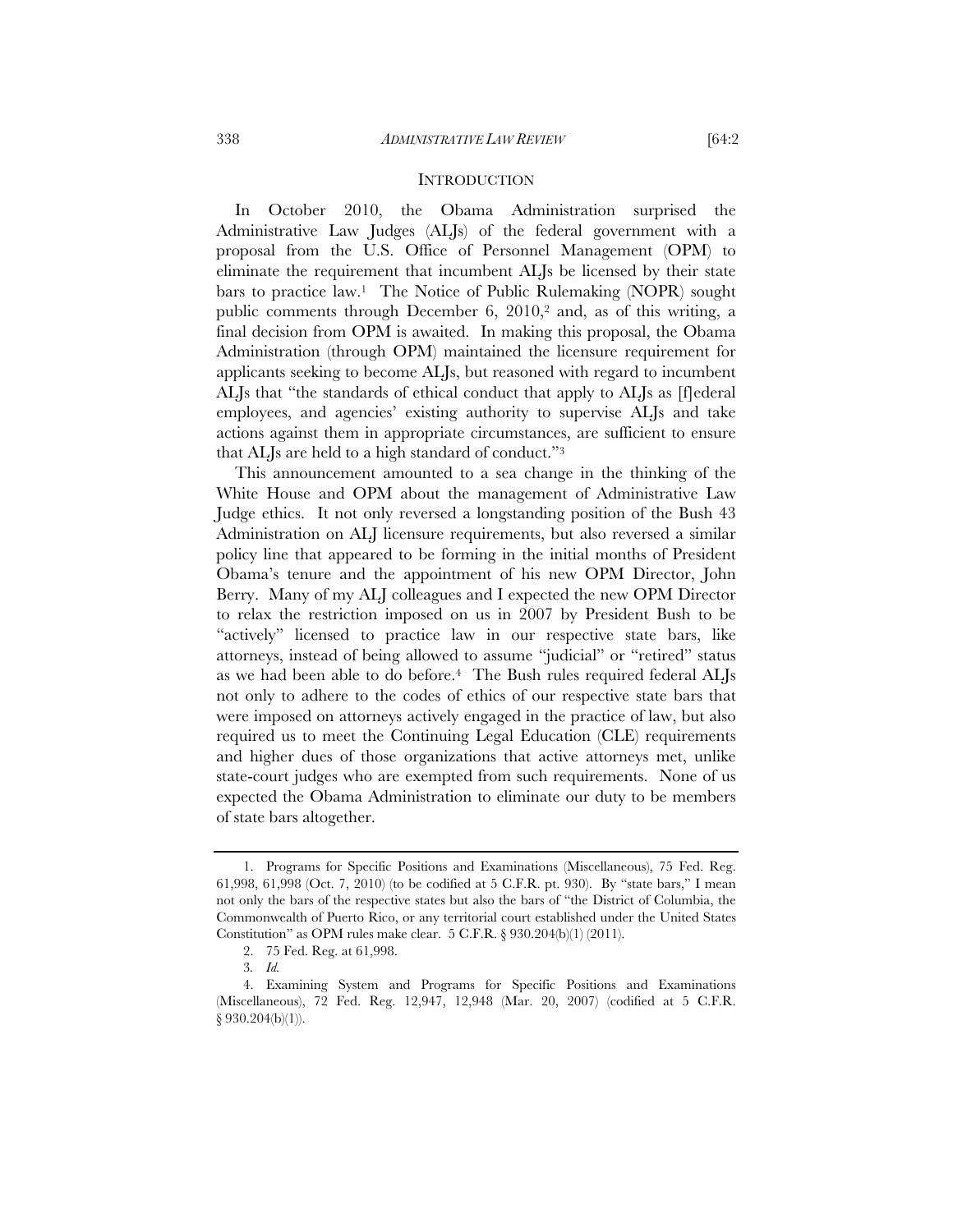## INTRODUCTION

In October 2010, the Obama Administration surprised the Administrative Law Judges (ALJs) of the federal government with a proposal from the U.S. Office of Personnel Management (OPM) to eliminate the requirement that incumbent ALJs be licensed by their state bars to practice law.[1] The Notice of Public Rulemaking (NOPR) sought public comments through December 6, 2010,[2] and, as of this writing, a final decision from OPM is awaited. In making this proposal, the Obama Administration (through OPM) maintained the licensure requirement for applicants seeking to become ALJs, but reasoned with regard to incumbent ALJs that "the standards of ethical conduct that apply to ALJs as [f]ederal employees, and agencies' existing authority to supervise ALJs and take actions against them in appropriate circumstances, are sufficient to ensure that ALJs are held to a high standard of conduct."[3]

This announcement amounted to a sea change in the thinking of the White House and OPM about the management of Administrative Law Judge ethics. It not only reversed a longstanding position of the Bush 43 Administration on ALJ licensure requirements, but also reversed a similar policy line that appeared to be forming in the initial months of President Obama's tenure and the appointment of his new OPM Director, John Berry. Many of my ALJ colleagues and I expected the new OPM Director to relax the restriction imposed on us in 2007 by President Bush to be "actively" licensed to practice law in our respective state bars, like attorneys, instead of being allowed to assume "judicial" or "retired" status as we had been able to do before.[4] The Bush rules required federal ALJs not only to adhere to the codes of ethics of our respective state bars that were imposed on attorneys actively engaged in the practice of law, but also required us to meet the Continuing Legal Education (CLE) requirements and higher dues of those organizations that active attorneys met, unlike state-court judges who are exempted from such requirements. None of us expected the Obama Administration to eliminate our duty to be members of state bars altogether.

---

1. Programs for Specific Positions and Examinations (Miscellaneous), 75 Fed. Reg. 61,998, 61,998 (Oct. 7, 2010) (to be codified at 5 C.F.R. pt. 930). By "state bars," I mean not only the bars of the respective states but also the bars of "the District of Columbia, the Commonwealth of Puerto Rico, or any territorial court established under the United States Constitution" as OPM rules make clear. 5 C.F.R. § 930.204(b)(1) (2011).

2. 75 Fed. Reg. at 61,998.

3. *Id.*

4. Examining System and Programs for Specific Positions and Examinations (Miscellaneous), 72 Fed. Reg. 12,947, 12,948 (Mar. 20, 2007) (codified at 5 C.F.R. § 930.204(b)(1)).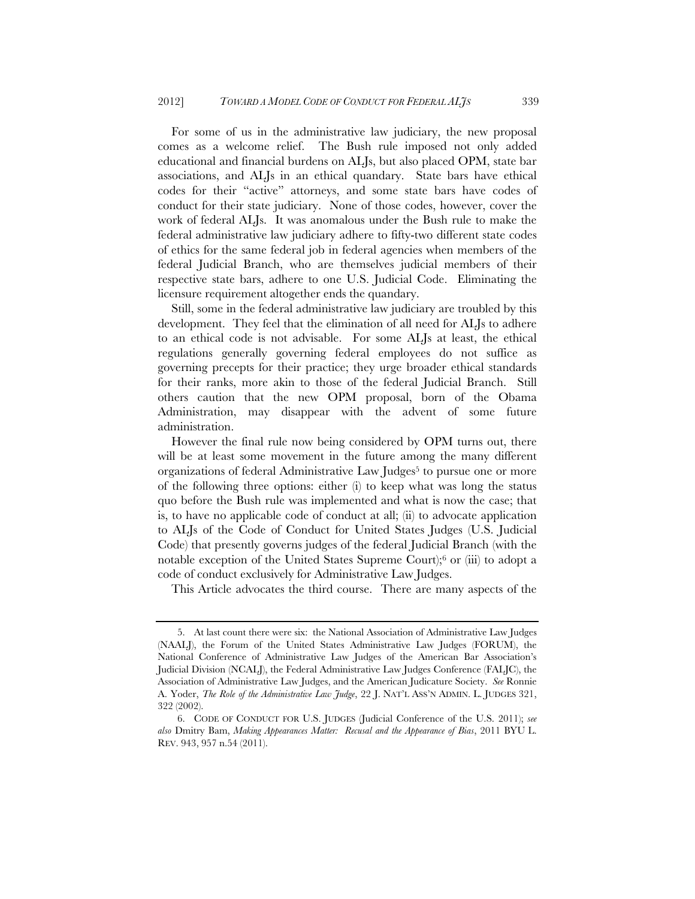For some of us in the administrative law judiciary, the new proposal comes as a welcome relief. The Bush rule imposed not only added educational and financial burdens on ALJs, but also placed OPM, state bar associations, and ALJs in an ethical quandary. State bars have ethical codes for their "active" attorneys, and some state bars have codes of conduct for their state judiciary. None of those codes, however, cover the work of federal ALJs. It was anomalous under the Bush rule to make the federal administrative law judiciary adhere to fifty-two different state codes of ethics for the same federal job in federal agencies when members of the federal Judicial Branch, who are themselves judicial members of their respective state bars, adhere to one U.S. Judicial Code. Eliminating the licensure requirement altogether ends the quandary.

Still, some in the federal administrative law judiciary are troubled by this development. They feel that the elimination of all need for ALJs to adhere to an ethical code is not advisable. For some ALJs at least, the ethical regulations generally governing federal employees do not suffice as governing precepts for their practice; they urge broader ethical standards for their ranks, more akin to those of the federal Judicial Branch. Still others caution that the new OPM proposal, born of the Obama Administration, may disappear with the advent of some future administration.

However the final rule now being considered by OPM turns out, there will be at least some movement in the future among the many different organizations of federal Administrative Law Judges[5] to pursue one or more of the following three options: either (i) to keep what was long the status quo before the Bush rule was implemented and what is now the case; that is, to have no applicable code of conduct at all; (ii) to advocate application to ALJs of the Code of Conduct for United States Judges (U.S. Judicial Code) that presently governs judges of the federal Judicial Branch (with the notable exception of the United States Supreme Court);[6] or (iii) to adopt a code of conduct exclusively for Administrative Law Judges.

This Article advocates the third course. There are many aspects of the

---

5. At last count there were six: the National Association of Administrative Law Judges (NAALJ), the Forum of the United States Administrative Law Judges (FORUM), the National Conference of Administrative Law Judges of the American Bar Association's Judicial Division (NCALJ), the Federal Administrative Law Judges Conference (FALJC), the Association of Administrative Law Judges, and the American Judicature Society. *See* Ronnie A. Yoder, *The Role of the Administrative Law Judge*, 22 J. NAT'L ASS'N ADMIN. L. JUDGES 321, 322 (2002).

6. CODE OF CONDUCT FOR U.S. JUDGES (Judicial Conference of the U.S. 2011); *see also* Dmitry Bam, *Making Appearances Matter: Recusal and the Appearance of Bias*, 2011 BYU L. REV. 943, 957 n.54 (2011).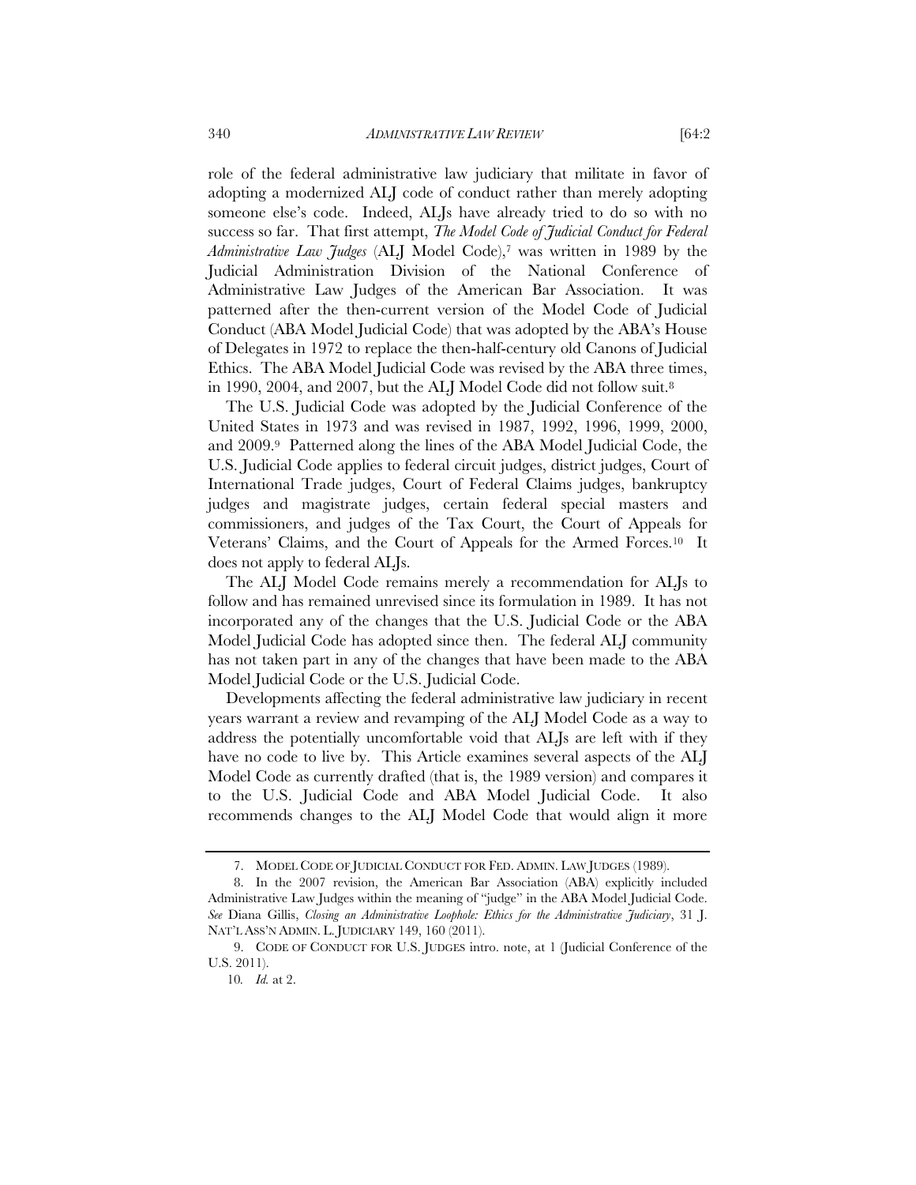role of the federal administrative law judiciary that militate in favor of adopting a modernized ALJ code of conduct rather than merely adopting someone else's code. Indeed, ALJs have already tried to do so with no success so far. That first attempt, *The Model Code of Judicial Conduct for Federal Administrative Law Judges* (ALJ Model Code),[7] was written in 1989 by the Judicial Administration Division of the National Conference of Administrative Law Judges of the American Bar Association. It was patterned after the then-current version of the Model Code of Judicial Conduct (ABA Model Judicial Code) that was adopted by the ABA's House of Delegates in 1972 to replace the then-half-century old Canons of Judicial Ethics. The ABA Model Judicial Code was revised by the ABA three times, in 1990, 2004, and 2007, but the ALJ Model Code did not follow suit.[8]

The U.S. Judicial Code was adopted by the Judicial Conference of the United States in 1973 and was revised in 1987, 1992, 1996, 1999, 2000, and 2009.[9] Patterned along the lines of the ABA Model Judicial Code, the U.S. Judicial Code applies to federal circuit judges, district judges, Court of International Trade judges, Court of Federal Claims judges, bankruptcy judges and magistrate judges, certain federal special masters and commissioners, and judges of the Tax Court, the Court of Appeals for Veterans' Claims, and the Court of Appeals for the Armed Forces.[10] It does not apply to federal ALJs.

The ALJ Model Code remains merely a recommendation for ALJs to follow and has remained unrevised since its formulation in 1989. It has not incorporated any of the changes that the U.S. Judicial Code or the ABA Model Judicial Code has adopted since then. The federal ALJ community has not taken part in any of the changes that have been made to the ABA Model Judicial Code or the U.S. Judicial Code.

Developments affecting the federal administrative law judiciary in recent years warrant a review and revamping of the ALJ Model Code as a way to address the potentially uncomfortable void that ALJs are left with if they have no code to live by. This Article examines several aspects of the ALJ Model Code as currently drafted (that is, the 1989 version) and compares it to the U.S. Judicial Code and ABA Model Judicial Code. It also recommends changes to the ALJ Model Code that would align it more

---

7. MODEL CODE OF JUDICIAL CONDUCT FOR FED. ADMIN. LAW JUDGES (1989).

8. In the 2007 revision, the American Bar Association (ABA) explicitly included Administrative Law Judges within the meaning of "judge" in the ABA Model Judicial Code. *See* Diana Gillis, *Closing an Administrative Loophole: Ethics for the Administrative Judiciary*, 31 J. NAT'L ASS'N ADMIN. L. JUDICIARY 149, 160 (2011).

9. CODE OF CONDUCT FOR U.S. JUDGES intro. note, at 1 (Judicial Conference of the U.S. 2011).

10. *Id.* at 2.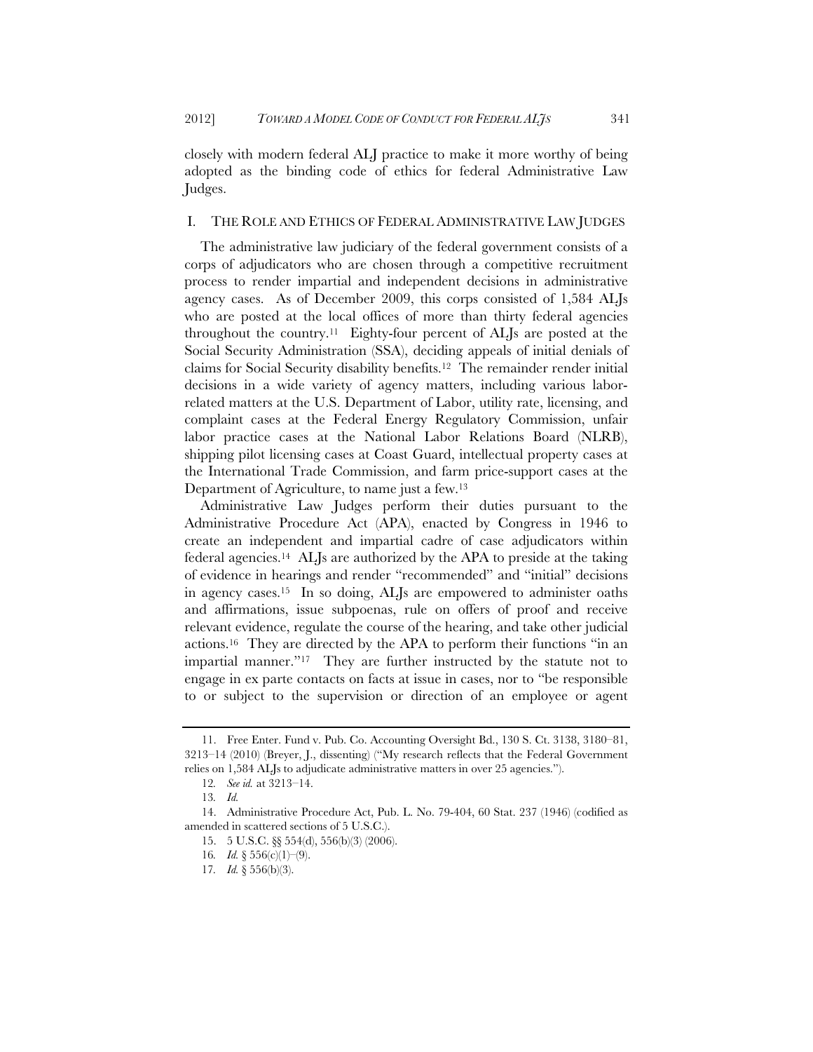closely with modern federal ALJ practice to make it more worthy of being adopted as the binding code of ethics for federal Administrative Law Judges.

## I. THE ROLE AND ETHICS OF FEDERAL ADMINISTRATIVE LAW JUDGES

The administrative law judiciary of the federal government consists of a corps of adjudicators who are chosen through a competitive recruitment process to render impartial and independent decisions in administrative agency cases. As of December 2009, this corps consisted of 1,584 ALJs who are posted at the local offices of more than thirty federal agencies throughout the country.[11] Eighty-four percent of ALJs are posted at the Social Security Administration (SSA), deciding appeals of initial denials of claims for Social Security disability benefits.[12] The remainder render initial decisions in a wide variety of agency matters, including various labor-related matters at the U.S. Department of Labor, utility rate, licensing, and complaint cases at the Federal Energy Regulatory Commission, unfair labor practice cases at the National Labor Relations Board (NLRB), shipping pilot licensing cases at Coast Guard, intellectual property cases at the International Trade Commission, and farm price-support cases at the Department of Agriculture, to name just a few.[13]

Administrative Law Judges perform their duties pursuant to the Administrative Procedure Act (APA), enacted by Congress in 1946 to create an independent and impartial cadre of case adjudicators within federal agencies.[14] ALJs are authorized by the APA to preside at the taking of evidence in hearings and render "recommended" and "initial" decisions in agency cases.[15] In so doing, ALJs are empowered to administer oaths and affirmations, issue subpoenas, rule on offers of proof and receive relevant evidence, regulate the course of the hearing, and take other judicial actions.[16] They are directed by the APA to perform their functions "in an impartial manner."[17] They are further instructed by the statute not to engage in ex parte contacts on facts at issue in cases, nor to "be responsible to or subject to the supervision or direction of an employee or agent

---

11. Free Enter. Fund v. Pub. Co. Accounting Oversight Bd., 130 S. Ct. 3138, 3180–81, 3213–14 (2010) (Breyer, J., dissenting) ("My research reflects that the Federal Government relies on 1,584 ALJs to adjudicate administrative matters in over 25 agencies.").

12. *See id.* at 3213–14.

13. *Id.*

14. Administrative Procedure Act, Pub. L. No. 79-404, 60 Stat. 237 (1946) (codified as amended in scattered sections of 5 U.S.C.).

15. 5 U.S.C. §§ 554(d), 556(b)(3) (2006).

16. *Id.* § 556(c)(1)–(9).

17. *Id.* § 556(b)(3).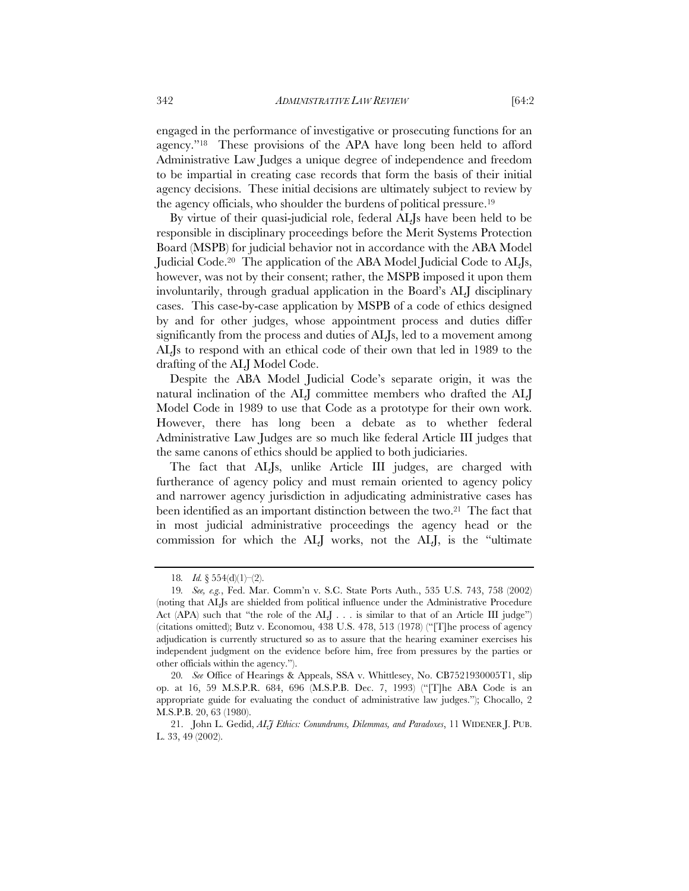engaged in the performance of investigative or prosecuting functions for an agency."[18] These provisions of the APA have long been held to afford Administrative Law Judges a unique degree of independence and freedom to be impartial in creating case records that form the basis of their initial agency decisions. These initial decisions are ultimately subject to review by the agency officials, who shoulder the burdens of political pressure.[19]

By virtue of their quasi-judicial role, federal ALJs have been held to be responsible in disciplinary proceedings before the Merit Systems Protection Board (MSPB) for judicial behavior not in accordance with the ABA Model Judicial Code.[20] The application of the ABA Model Judicial Code to ALJs, however, was not by their consent; rather, the MSPB imposed it upon them involuntarily, through gradual application in the Board's ALJ disciplinary cases. This case-by-case application by MSPB of a code of ethics designed by and for other judges, whose appointment process and duties differ significantly from the process and duties of ALJs, led to a movement among ALJs to respond with an ethical code of their own that led in 1989 to the drafting of the ALJ Model Code.

Despite the ABA Model Judicial Code's separate origin, it was the natural inclination of the ALJ committee members who drafted the ALJ Model Code in 1989 to use that Code as a prototype for their own work. However, there has long been a debate as to whether federal Administrative Law Judges are so much like federal Article III judges that the same canons of ethics should be applied to both judiciaries.

The fact that ALJs, unlike Article III judges, are charged with furtherance of agency policy and must remain oriented to agency policy and narrower agency jurisdiction in adjudicating administrative cases has been identified as an important distinction between the two.[21] The fact that in most judicial administrative proceedings the agency head or the commission for which the ALJ works, not the ALJ, is the "ultimate

---

18. *Id.* § 554(d)(1)–(2).

19. *See, e.g.*, Fed. Mar. Comm'n v. S.C. State Ports Auth., 535 U.S. 743, 758 (2002) (noting that ALJs are shielded from political influence under the Administrative Procedure Act (APA) such that "the role of the ALJ . . . is similar to that of an Article III judge") (citations omitted); Butz v. Economou, 438 U.S. 478, 513 (1978) ("[T]he process of agency adjudication is currently structured so as to assure that the hearing examiner exercises his independent judgment on the evidence before him, free from pressures by the parties or other officials within the agency.").

20. *See* Office of Hearings & Appeals, SSA v. Whittlesey, No. CB7521930005T1, slip op. at 16, 59 M.S.P.R. 684, 696 (M.S.P.B. Dec. 7, 1993) ("[T]he ABA Code is an appropriate guide for evaluating the conduct of administrative law judges."); Chocallo, 2 M.S.P.B. 20, 63 (1980).

21. John L. Gedid, *ALJ Ethics: Conundrums, Dilemmas, and Paradoxes*, 11 WIDENER J. PUB. L. 33, 49 (2002).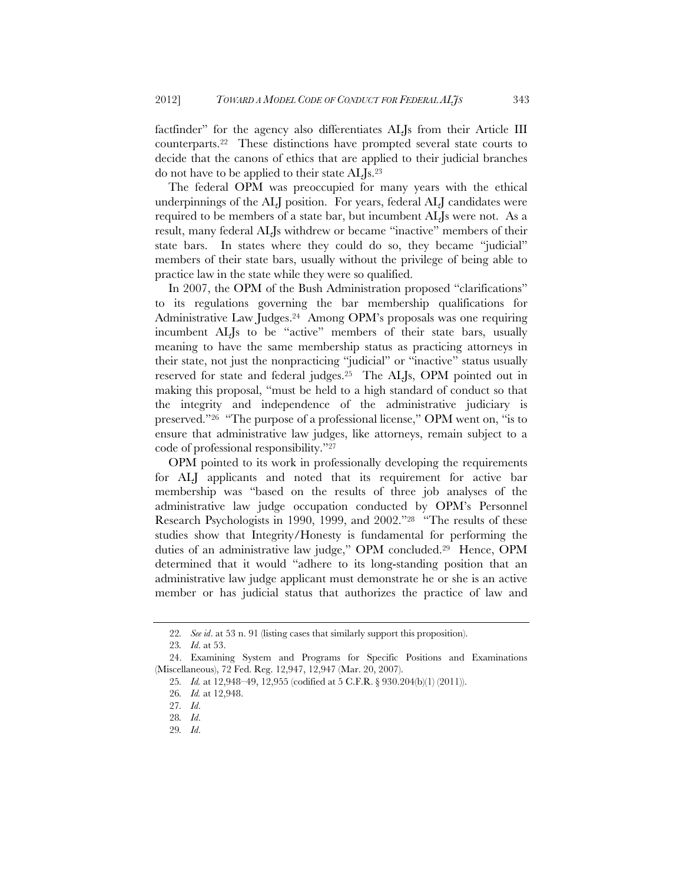factfinder" for the agency also differentiates ALJs from their Article III counterparts.[22] These distinctions have prompted several state courts to decide that the canons of ethics that are applied to their judicial branches do not have to be applied to their state ALJs.[23]

The federal OPM was preoccupied for many years with the ethical underpinnings of the ALJ position. For years, federal ALJ candidates were required to be members of a state bar, but incumbent ALJs were not. As a result, many federal ALJs withdrew or became "inactive" members of their state bars. In states where they could do so, they became "judicial" members of their state bars, usually without the privilege of being able to practice law in the state while they were so qualified.

In 2007, the OPM of the Bush Administration proposed "clarifications" to its regulations governing the bar membership qualifications for Administrative Law Judges.[24] Among OPM's proposals was one requiring incumbent ALJs to be "active" members of their state bars, usually meaning to have the same membership status as practicing attorneys in their state, not just the nonpracticing "judicial" or "inactive" status usually reserved for state and federal judges.[25] The ALJs, OPM pointed out in making this proposal, "must be held to a high standard of conduct so that the integrity and independence of the administrative judiciary is preserved."[26] "The purpose of a professional license," OPM went on, "is to ensure that administrative law judges, like attorneys, remain subject to a code of professional responsibility."[27]

OPM pointed to its work in professionally developing the requirements for ALJ applicants and noted that its requirement for active bar membership was "based on the results of three job analyses of the administrative law judge occupation conducted by OPM's Personnel Research Psychologists in 1990, 1999, and 2002."[28] "The results of these studies show that Integrity/Honesty is fundamental for performing the duties of an administrative law judge," OPM concluded.[29] Hence, OPM determined that it would "adhere to its long-standing position that an administrative law judge applicant must demonstrate he or she is an active member or has judicial status that authorizes the practice of law and

---

22. *See id*. at 53 n. 91 (listing cases that similarly support this proposition).

23. *Id*. at 53.

24. Examining System and Programs for Specific Positions and Examinations (Miscellaneous), 72 Fed. Reg. 12,947, 12,947 (Mar. 20, 2007).

25. *Id.* at 12,948–49, 12,955 (codified at 5 C.F.R. § 930.204(b)(1) (2011)).

26. *Id.* at 12,948.

27. *Id*.

28. *Id*.

29. *Id*.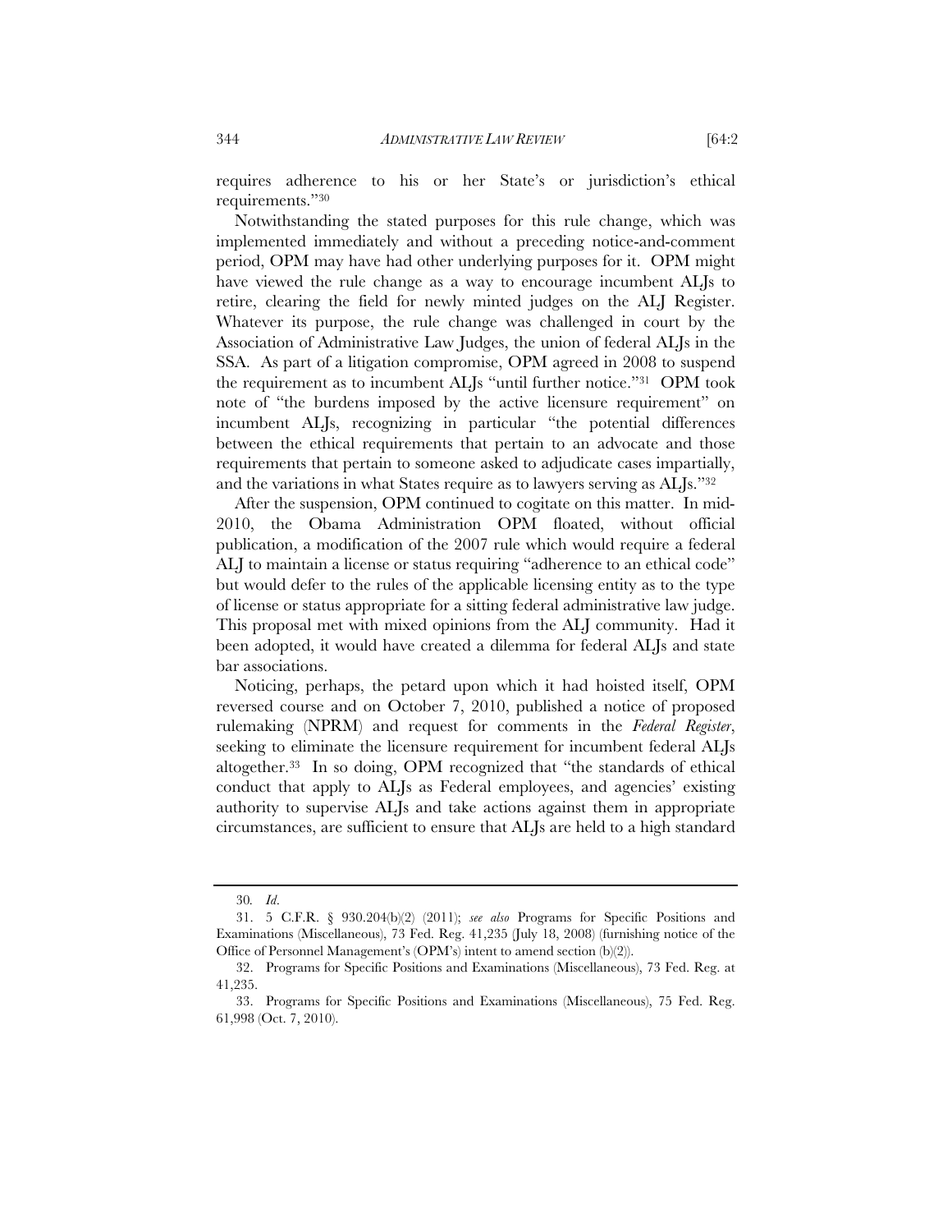requires adherence to his or her State's or jurisdiction's ethical requirements."[30]

Notwithstanding the stated purposes for this rule change, which was implemented immediately and without a preceding notice-and-comment period, OPM may have had other underlying purposes for it. OPM might have viewed the rule change as a way to encourage incumbent ALJs to retire, clearing the field for newly minted judges on the ALJ Register. Whatever its purpose, the rule change was challenged in court by the Association of Administrative Law Judges, the union of federal ALJs in the SSA. As part of a litigation compromise, OPM agreed in 2008 to suspend the requirement as to incumbent ALJs "until further notice."[31] OPM took note of "the burdens imposed by the active licensure requirement" on incumbent ALJs, recognizing in particular "the potential differences between the ethical requirements that pertain to an advocate and those requirements that pertain to someone asked to adjudicate cases impartially, and the variations in what States require as to lawyers serving as ALJs."[32]

After the suspension, OPM continued to cogitate on this matter. In mid-2010, the Obama Administration OPM floated, without official publication, a modification of the 2007 rule which would require a federal ALJ to maintain a license or status requiring "adherence to an ethical code" but would defer to the rules of the applicable licensing entity as to the type of license or status appropriate for a sitting federal administrative law judge. This proposal met with mixed opinions from the ALJ community. Had it been adopted, it would have created a dilemma for federal ALJs and state bar associations.

Noticing, perhaps, the petard upon which it had hoisted itself, OPM reversed course and on October 7, 2010, published a notice of proposed rulemaking (NPRM) and request for comments in the *Federal Register*, seeking to eliminate the licensure requirement for incumbent federal ALJs altogether.[33] In so doing, OPM recognized that "the standards of ethical conduct that apply to ALJs as Federal employees, and agencies' existing authority to supervise ALJs and take actions against them in appropriate circumstances, are sufficient to ensure that ALJs are held to a high standard

---

30. *Id.*

31. 5 C.F.R. § 930.204(b)(2) (2011); *see also* Programs for Specific Positions and Examinations (Miscellaneous), 73 Fed. Reg. 41,235 (July 18, 2008) (furnishing notice of the Office of Personnel Management's (OPM's) intent to amend section (b)(2)).

32. Programs for Specific Positions and Examinations (Miscellaneous), 73 Fed. Reg. at 41,235.

33. Programs for Specific Positions and Examinations (Miscellaneous), 75 Fed. Reg. 61,998 (Oct. 7, 2010).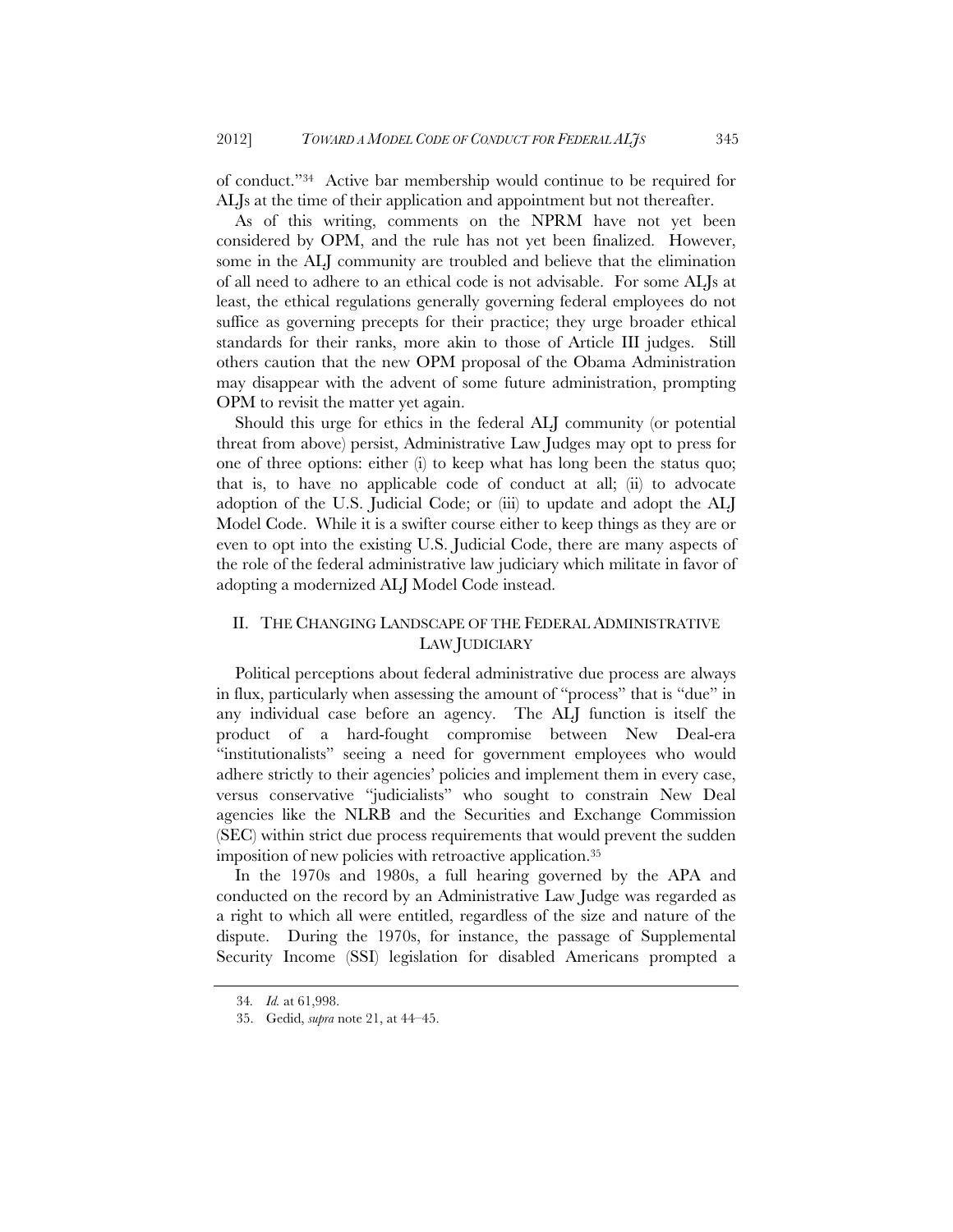of conduct."[34] Active bar membership would continue to be required for ALJs at the time of their application and appointment but not thereafter.

As of this writing, comments on the NPRM have not yet been considered by OPM, and the rule has not yet been finalized. However, some in the ALJ community are troubled and believe that the elimination of all need to adhere to an ethical code is not advisable. For some ALJs at least, the ethical regulations generally governing federal employees do not suffice as governing precepts for their practice; they urge broader ethical standards for their ranks, more akin to those of Article III judges. Still others caution that the new OPM proposal of the Obama Administration may disappear with the advent of some future administration, prompting OPM to revisit the matter yet again.

Should this urge for ethics in the federal ALJ community (or potential threat from above) persist, Administrative Law Judges may opt to press for one of three options: either (i) to keep what has long been the status quo; that is, to have no applicable code of conduct at all; (ii) to advocate adoption of the U.S. Judicial Code; or (iii) to update and adopt the ALJ Model Code. While it is a swifter course either to keep things as they are or even to opt into the existing U.S. Judicial Code, there are many aspects of the role of the federal administrative law judiciary which militate in favor of adopting a modernized ALJ Model Code instead.

## II. THE CHANGING LANDSCAPE OF THE FEDERAL ADMINISTRATIVE LAW JUDICIARY

Political perceptions about federal administrative due process are always in flux, particularly when assessing the amount of "process" that is "due" in any individual case before an agency. The ALJ function is itself the product of a hard-fought compromise between New Deal-era "institutionalists" seeing a need for government employees who would adhere strictly to their agencies' policies and implement them in every case, versus conservative "judicialists" who sought to constrain New Deal agencies like the NLRB and the Securities and Exchange Commission (SEC) within strict due process requirements that would prevent the sudden imposition of new policies with retroactive application.[35]

In the 1970s and 1980s, a full hearing governed by the APA and conducted on the record by an Administrative Law Judge was regarded as a right to which all were entitled, regardless of the size and nature of the dispute. During the 1970s, for instance, the passage of Supplemental Security Income (SSI) legislation for disabled Americans prompted a

---

34. *Id.* at 61,998.

35. Gedid, *supra* note 21, at 44–45.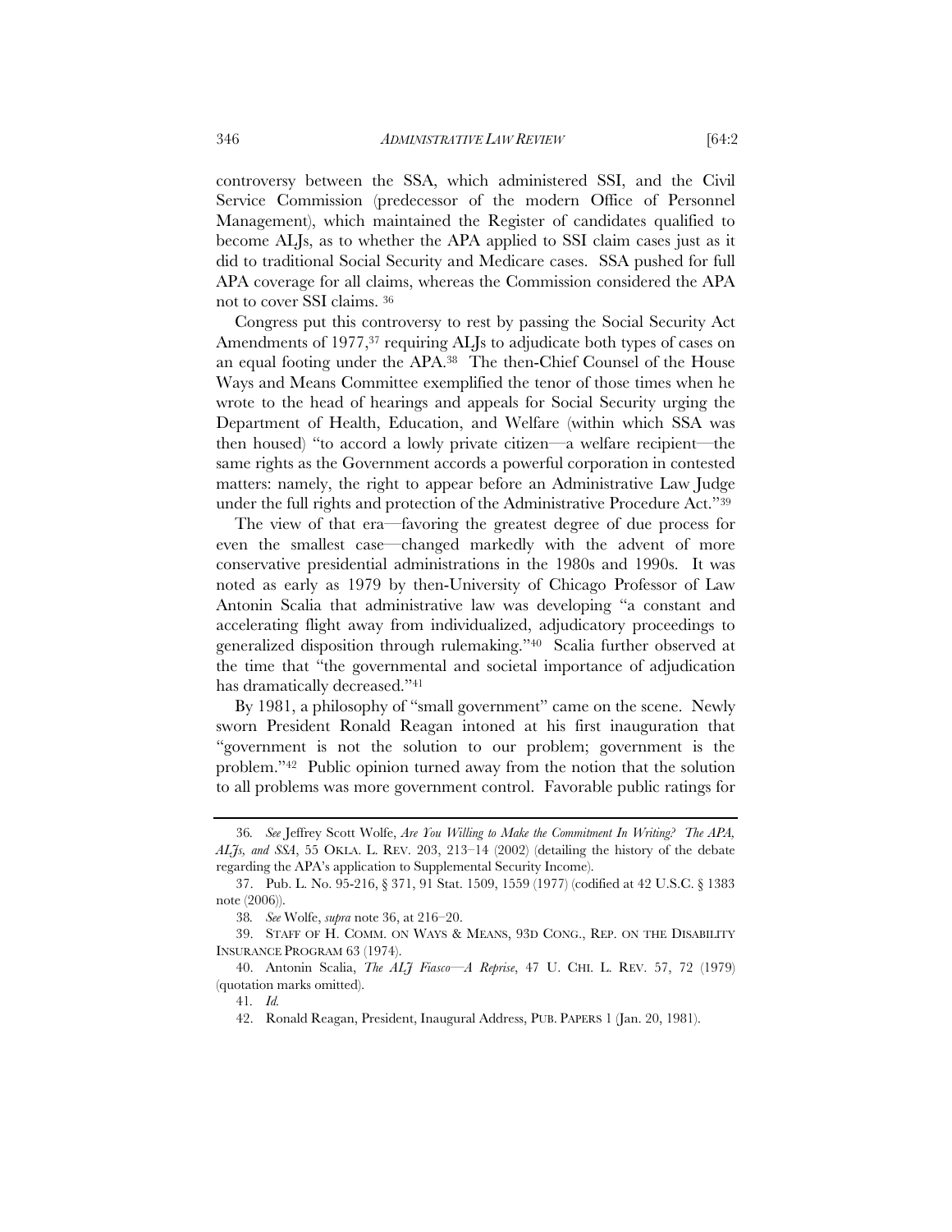controversy between the SSA, which administered SSI, and the Civil Service Commission (predecessor of the modern Office of Personnel Management), which maintained the Register of candidates qualified to become ALJs, as to whether the APA applied to SSI claim cases just as it did to traditional Social Security and Medicare cases. SSA pushed for full APA coverage for all claims, whereas the Commission considered the APA not to cover SSI claims. [36]

Congress put this controversy to rest by passing the Social Security Act Amendments of 1977,[37] requiring ALJs to adjudicate both types of cases on an equal footing under the APA.[38] The then-Chief Counsel of the House Ways and Means Committee exemplified the tenor of those times when he wrote to the head of hearings and appeals for Social Security urging the Department of Health, Education, and Welfare (within which SSA was then housed) "to accord a lowly private citizen—a welfare recipient—the same rights as the Government accords a powerful corporation in contested matters: namely, the right to appear before an Administrative Law Judge under the full rights and protection of the Administrative Procedure Act."[39]

The view of that era—favoring the greatest degree of due process for even the smallest case—changed markedly with the advent of more conservative presidential administrations in the 1980s and 1990s. It was noted as early as 1979 by then-University of Chicago Professor of Law Antonin Scalia that administrative law was developing "a constant and accelerating flight away from individualized, adjudicatory proceedings to generalized disposition through rulemaking."[40] Scalia further observed at the time that "the governmental and societal importance of adjudication has dramatically decreased."[41]

By 1981, a philosophy of "small government" came on the scene. Newly sworn President Ronald Reagan intoned at his first inauguration that "government is not the solution to our problem; government is the problem."[42] Public opinion turned away from the notion that the solution to all problems was more government control. Favorable public ratings for

---

36. *See* Jeffrey Scott Wolfe, *Are You Willing to Make the Commitment In Writing? The APA, ALJs, and SSA*, 55 OKLA. L. REV. 203, 213–14 (2002) (detailing the history of the debate regarding the APA's application to Supplemental Security Income).

37. Pub. L. No. 95-216, § 371, 91 Stat. 1509, 1559 (1977) (codified at 42 U.S.C. § 1383 note (2006)).

38. *See* Wolfe, *supra* note 36, at 216–20.

39. STAFF OF H. COMM. ON WAYS & MEANS, 93D CONG., REP. ON THE DISABILITY INSURANCE PROGRAM 63 (1974).

40. Antonin Scalia, *The ALJ Fiasco—A Reprise*, 47 U. CHI. L. REV. 57, 72 (1979) (quotation marks omitted).

41. *Id.*

42. Ronald Reagan, President, Inaugural Address, PUB. PAPERS 1 (Jan. 20, 1981).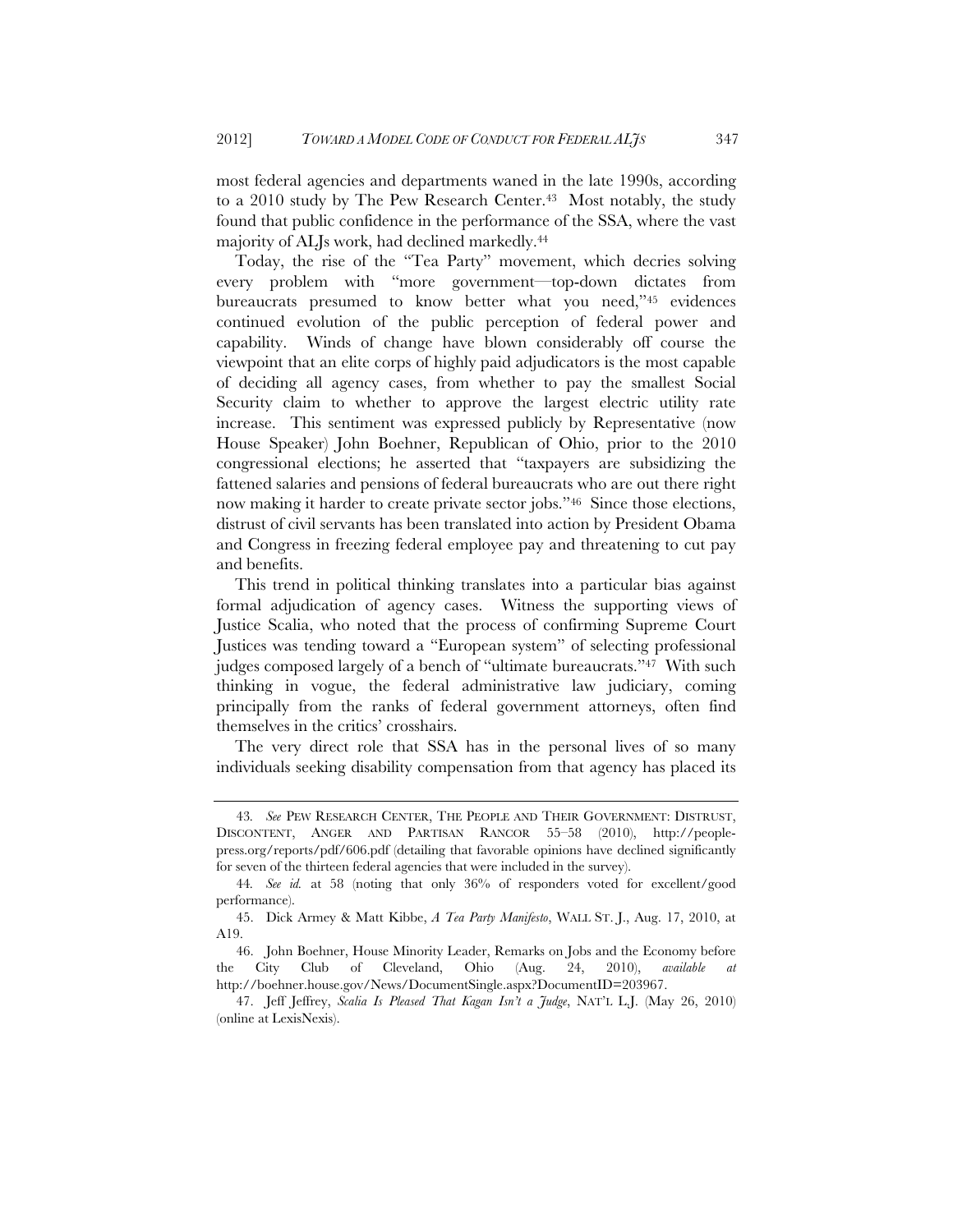most federal agencies and departments waned in the late 1990s, according to a 2010 study by The Pew Research Center.[43] Most notably, the study found that public confidence in the performance of the SSA, where the vast majority of ALJs work, had declined markedly.[44]

Today, the rise of the "Tea Party" movement, which decries solving every problem with "more government—top-down dictates from bureaucrats presumed to know better what you need,"[45] evidences continued evolution of the public perception of federal power and capability. Winds of change have blown considerably off course the viewpoint that an elite corps of highly paid adjudicators is the most capable of deciding all agency cases, from whether to pay the smallest Social Security claim to whether to approve the largest electric utility rate increase. This sentiment was expressed publicly by Representative (now House Speaker) John Boehner, Republican of Ohio, prior to the 2010 congressional elections; he asserted that "taxpayers are subsidizing the fattened salaries and pensions of federal bureaucrats who are out there right now making it harder to create private sector jobs."[46] Since those elections, distrust of civil servants has been translated into action by President Obama and Congress in freezing federal employee pay and threatening to cut pay and benefits.

This trend in political thinking translates into a particular bias against formal adjudication of agency cases. Witness the supporting views of Justice Scalia, who noted that the process of confirming Supreme Court Justices was tending toward a "European system" of selecting professional judges composed largely of a bench of "ultimate bureaucrats."[47] With such thinking in vogue, the federal administrative law judiciary, coming principally from the ranks of federal government attorneys, often find themselves in the critics' crosshairs.

The very direct role that SSA has in the personal lives of so many individuals seeking disability compensation from that agency has placed its

---

43. *See* PEW RESEARCH CENTER, THE PEOPLE AND THEIR GOVERNMENT: DISTRUST, DISCONTENT, ANGER AND PARTISAN RANCOR 55–58 (2010), http://people-press.org/reports/pdf/606.pdf (detailing that favorable opinions have declined significantly for seven of the thirteen federal agencies that were included in the survey).

44. *See id.* at 58 (noting that only 36% of responders voted for excellent/good performance).

45. Dick Armey & Matt Kibbe, *A Tea Party Manifesto*, WALL ST. J., Aug. 17, 2010, at A19.

46. John Boehner, House Minority Leader, Remarks on Jobs and the Economy before the City Club of Cleveland, Ohio (Aug. 24, 2010), *available at* http://boehner.house.gov/News/DocumentSingle.aspx?DocumentID=203967.

47. Jeff Jeffrey, *Scalia Is Pleased That Kagan Isn't a Judge*, NAT'L L.J. (May 26, 2010) (online at LexisNexis).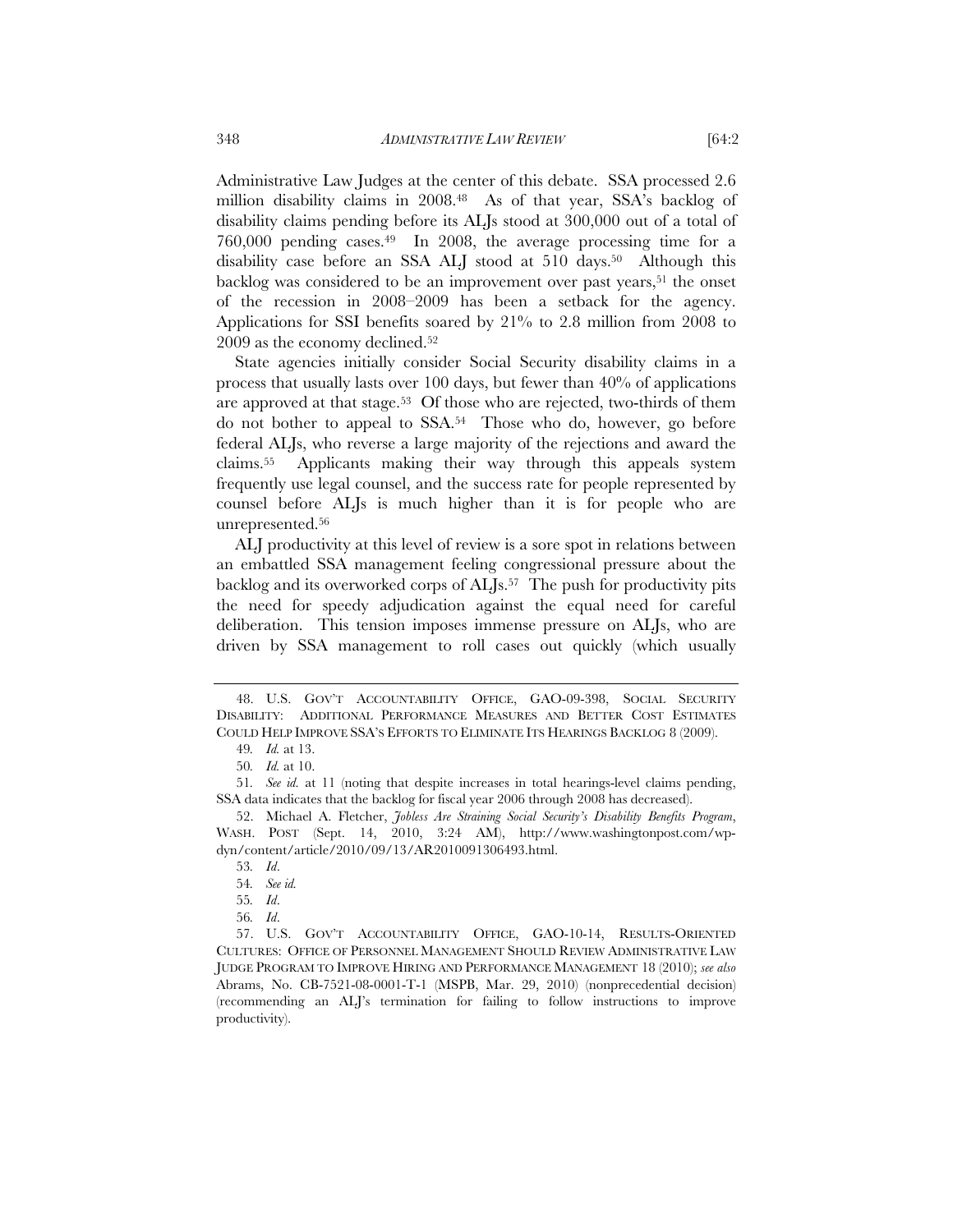Administrative Law Judges at the center of this debate. SSA processed 2.6 million disability claims in 2008.[48] As of that year, SSA's backlog of disability claims pending before its ALJs stood at 300,000 out of a total of 760,000 pending cases.[49] In 2008, the average processing time for a disability case before an SSA ALJ stood at 510 days.[50] Although this backlog was considered to be an improvement over past years,[51] the onset of the recession in 2008–2009 has been a setback for the agency. Applications for SSI benefits soared by 21% to 2.8 million from 2008 to 2009 as the economy declined.[52]

State agencies initially consider Social Security disability claims in a process that usually lasts over 100 days, but fewer than 40% of applications are approved at that stage.[53] Of those who are rejected, two-thirds of them do not bother to appeal to SSA.[54] Those who do, however, go before federal ALJs, who reverse a large majority of the rejections and award the claims.[55] Applicants making their way through this appeals system frequently use legal counsel, and the success rate for people represented by counsel before ALJs is much higher than it is for people who are unrepresented.[56]

ALJ productivity at this level of review is a sore spot in relations between an embattled SSA management feeling congressional pressure about the backlog and its overworked corps of ALJs.[57] The push for productivity pits the need for speedy adjudication against the equal need for careful deliberation. This tension imposes immense pressure on ALJs, who are driven by SSA management to roll cases out quickly (which usually

---

48. U.S. GOV'T ACCOUNTABILITY OFFICE, GAO-09-398, SOCIAL SECURITY DISABILITY: ADDITIONAL PERFORMANCE MEASURES AND BETTER COST ESTIMATES COULD HELP IMPROVE SSA'S EFFORTS TO ELIMINATE ITS HEARINGS BACKLOG 8 (2009).

49. *Id.* at 13.

50. *Id.* at 10.

51. *See id.* at 11 (noting that despite increases in total hearings-level claims pending, SSA data indicates that the backlog for fiscal year 2006 through 2008 has decreased).

52. Michael A. Fletcher, *Jobless Are Straining Social Security's Disability Benefits Program*, WASH. POST (Sept. 14, 2010, 3:24 AM), http://www.washingtonpost.com/wp-dyn/content/article/2010/09/13/AR2010091306493.html.

53. *Id*.

54. *See id.*

55. *Id*.

56. *Id*.

57. U.S. GOV'T ACCOUNTABILITY OFFICE, GAO-10-14, RESULTS-ORIENTED CULTURES: OFFICE OF PERSONNEL MANAGEMENT SHOULD REVIEW ADMINISTRATIVE LAW JUDGE PROGRAM TO IMPROVE HIRING AND PERFORMANCE MANAGEMENT 18 (2010); *see also* Abrams, No. CB-7521-08-0001-T-1 (MSPB, Mar. 29, 2010) (nonprecedential decision) (recommending an ALJ's termination for failing to follow instructions to improve productivity).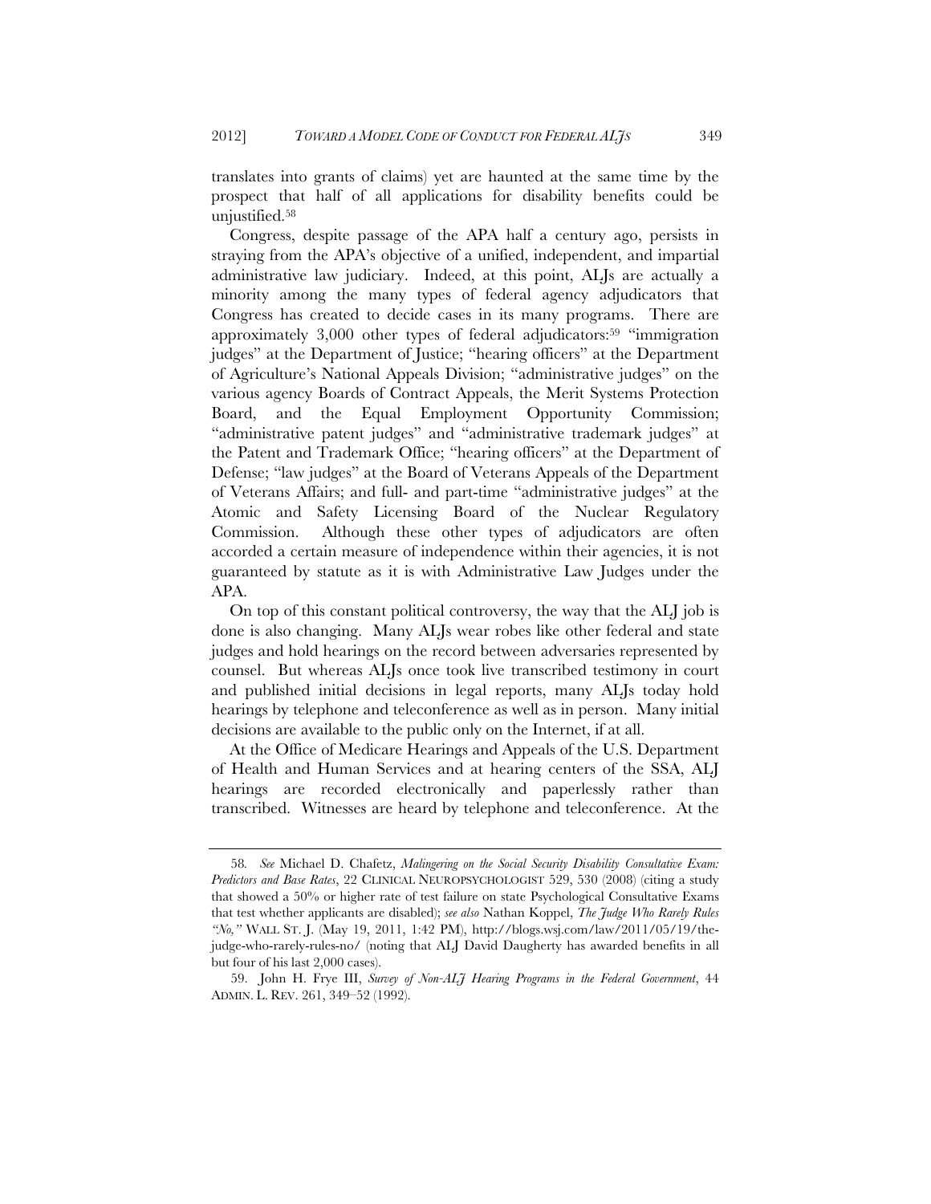translates into grants of claims) yet are haunted at the same time by the prospect that half of all applications for disability benefits could be unjustified.[58]

Congress, despite passage of the APA half a century ago, persists in straying from the APA's objective of a unified, independent, and impartial administrative law judiciary. Indeed, at this point, ALJs are actually a minority among the many types of federal agency adjudicators that Congress has created to decide cases in its many programs. There are approximately 3,000 other types of federal adjudicators:[59] "immigration judges" at the Department of Justice; "hearing officers" at the Department of Agriculture's National Appeals Division; "administrative judges" on the various agency Boards of Contract Appeals, the Merit Systems Protection Board, and the Equal Employment Opportunity Commission; "administrative patent judges" and "administrative trademark judges" at the Patent and Trademark Office; "hearing officers" at the Department of Defense; "law judges" at the Board of Veterans Appeals of the Department of Veterans Affairs; and full- and part-time "administrative judges" at the Atomic and Safety Licensing Board of the Nuclear Regulatory Commission. Although these other types of adjudicators are often accorded a certain measure of independence within their agencies, it is not guaranteed by statute as it is with Administrative Law Judges under the APA.

On top of this constant political controversy, the way that the ALJ job is done is also changing. Many ALJs wear robes like other federal and state judges and hold hearings on the record between adversaries represented by counsel. But whereas ALJs once took live transcribed testimony in court and published initial decisions in legal reports, many ALJs today hold hearings by telephone and teleconference as well as in person. Many initial decisions are available to the public only on the Internet, if at all.

At the Office of Medicare Hearings and Appeals of the U.S. Department of Health and Human Services and at hearing centers of the SSA, ALJ hearings are recorded electronically and paperlessly rather than transcribed. Witnesses are heard by telephone and teleconference. At the

---

58. *See* Michael D. Chafetz, *Malingering on the Social Security Disability Consultative Exam: Predictors and Base Rates*, 22 CLINICAL NEUROPSYCHOLOGIST 529, 530 (2008) (citing a study that showed a 50% or higher rate of test failure on state Psychological Consultative Exams that test whether applicants are disabled); *see also* Nathan Koppel, *The Judge Who Rarely Rules "No,"* WALL ST. J. (May 19, 2011, 1:42 PM), http://blogs.wsj.com/law/2011/05/19/the-judge-who-rarely-rules-no/ (noting that ALJ David Daugherty has awarded benefits in all but four of his last 2,000 cases).

59. John H. Frye III, *Survey of Non-ALJ Hearing Programs in the Federal Government*, 44 ADMIN. L. REV. 261, 349–52 (1992).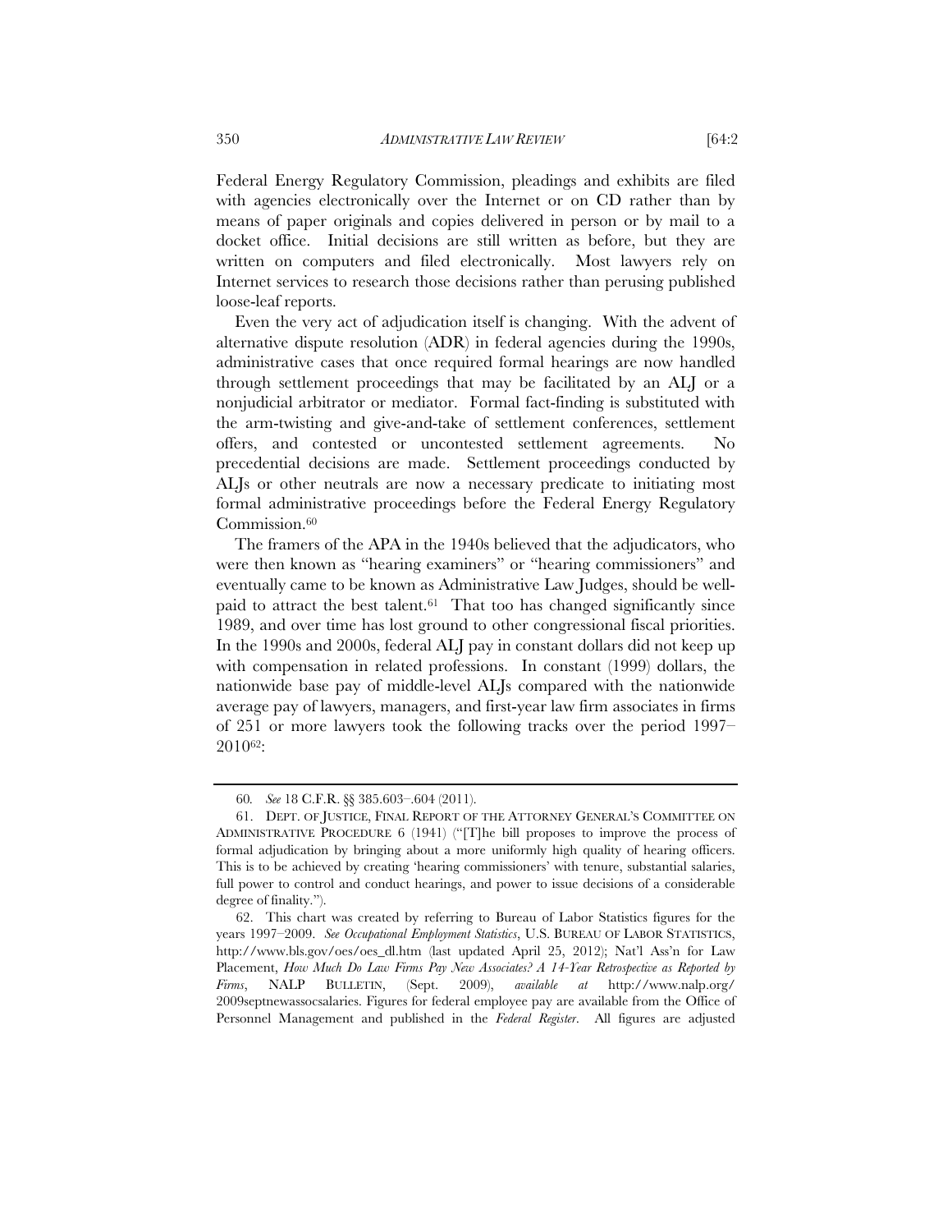Federal Energy Regulatory Commission, pleadings and exhibits are filed with agencies electronically over the Internet or on CD rather than by means of paper originals and copies delivered in person or by mail to a docket office. Initial decisions are still written as before, but they are written on computers and filed electronically. Most lawyers rely on Internet services to research those decisions rather than perusing published loose-leaf reports.

Even the very act of adjudication itself is changing. With the advent of alternative dispute resolution (ADR) in federal agencies during the 1990s, administrative cases that once required formal hearings are now handled through settlement proceedings that may be facilitated by an ALJ or a nonjudicial arbitrator or mediator. Formal fact-finding is substituted with the arm-twisting and give-and-take of settlement conferences, settlement offers, and contested or uncontested settlement agreements. No precedential decisions are made. Settlement proceedings conducted by ALJs or other neutrals are now a necessary predicate to initiating most formal administrative proceedings before the Federal Energy Regulatory Commission.[60]

The framers of the APA in the 1940s believed that the adjudicators, who were then known as "hearing examiners" or "hearing commissioners" and eventually came to be known as Administrative Law Judges, should be well-paid to attract the best talent.[61] That too has changed significantly since 1989, and over time has lost ground to other congressional fiscal priorities. In the 1990s and 2000s, federal ALJ pay in constant dollars did not keep up with compensation in related professions. In constant (1999) dollars, the nationwide base pay of middle-level ALJs compared with the nationwide average pay of lawyers, managers, and first-year law firm associates in firms of 251 or more lawyers took the following tracks over the period 1997–2010[62]:

---

60. *See* 18 C.F.R. §§ 385.603–.604 (2011).

61. DEPT. OF JUSTICE, FINAL REPORT OF THE ATTORNEY GENERAL'S COMMITTEE ON ADMINISTRATIVE PROCEDURE 6 (1941) ("[T]he bill proposes to improve the process of formal adjudication by bringing about a more uniformly high quality of hearing officers. This is to be achieved by creating 'hearing commissioners' with tenure, substantial salaries, full power to control and conduct hearings, and power to issue decisions of a considerable degree of finality.").

62. This chart was created by referring to Bureau of Labor Statistics figures for the years 1997–2009. *See Occupational Employment Statistics*, U.S. BUREAU OF LABOR STATISTICS, http://www.bls.gov/oes/oes_dl.htm (last updated April 25, 2012); Nat'l Ass'n for Law Placement, *How Much Do Law Firms Pay New Associates? A 14-Year Retrospective as Reported by Firms*, NALP BULLETIN, (Sept. 2009), *available at* http://www.nalp.org/2009septnewassocsalaries. Figures for federal employee pay are available from the Office of Personnel Management and published in the *Federal Register*. All figures are adjusted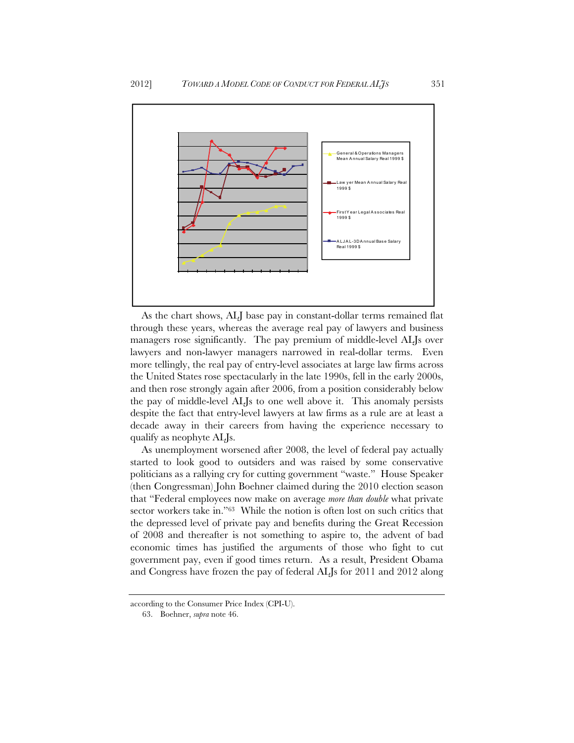General & Operations Managers Mean Annual Salary Real 1999 $

Lawyer Mean Annual Salary Real 1999 $

First Year Legal Associates Real 1999 $

ALJ AL-3D Annual Base Salary Real 1999 $

As the chart shows, ALJ base pay in constant-dollar terms remained flat through these years, whereas the average real pay of lawyers and business managers rose significantly. The pay premium of middle-level ALJs over lawyers and non-lawyer managers narrowed in real-dollar terms. Even more tellingly, the real pay of entry-level associates at large law firms across the United States rose spectacularly in the late 1990s, fell in the early 2000s, and then rose strongly again after 2006, from a position considerably below the pay of middle-level ALJs to one well above it. This anomaly persists despite the fact that entry-level lawyers at law firms as a rule are at least a decade away in their careers from having the experience necessary to qualify as neophyte ALJs.

As unemployment worsened after 2008, the level of federal pay actually started to look good to outsiders and was raised by some conservative politicians as a rallying cry for cutting government "waste." House Speaker (then Congressman) John Boehner claimed during the 2010 election season that "Federal employees now make on average *more than double* what private sector workers take in."[63] While the notion is often lost on such critics that the depressed level of private pay and benefits during the Great Recession of 2008 and thereafter is not something to aspire to, the advent of bad economic times has justified the arguments of those who fight to cut government pay, even if good times return. As a result, President Obama and Congress have frozen the pay of federal ALJs for 2011 and 2012 along

---

according to the Consumer Price Index (CPI-U).

63. Boehner, *supra* note 46.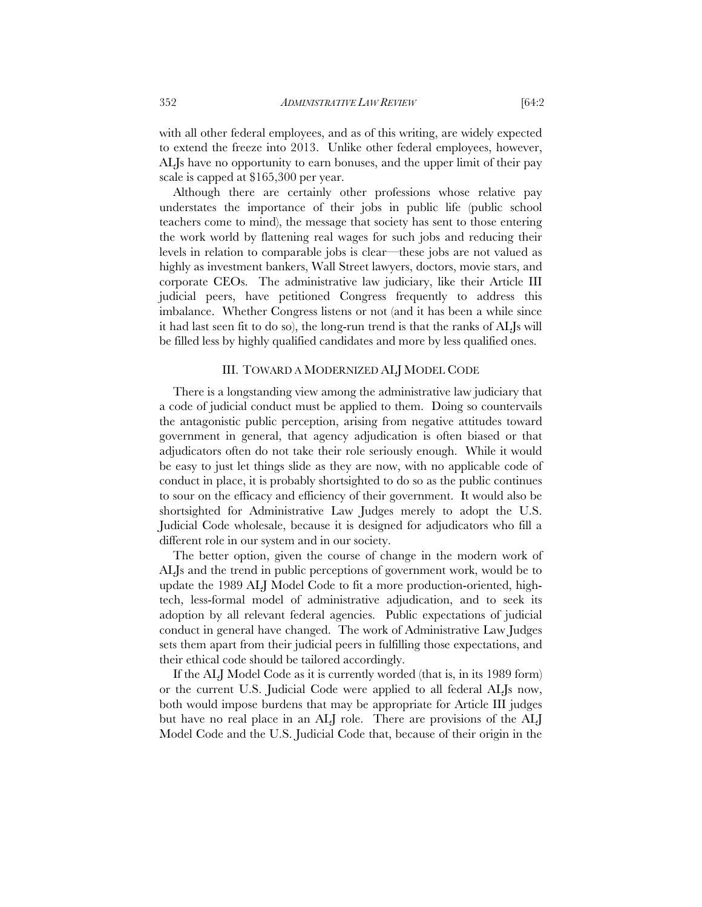with all other federal employees, and as of this writing, are widely expected to extend the freeze into 2013. Unlike other federal employees, however, ALJs have no opportunity to earn bonuses, and the upper limit of their pay scale is capped at $165,300 per year.

Although there are certainly other professions whose relative pay understates the importance of their jobs in public life (public school teachers come to mind), the message that society has sent to those entering the work world by flattening real wages for such jobs and reducing their levels in relation to comparable jobs is clear—these jobs are not valued as highly as investment bankers, Wall Street lawyers, doctors, movie stars, and corporate CEOs. The administrative law judiciary, like their Article III judicial peers, have petitioned Congress frequently to address this imbalance. Whether Congress listens or not (and it has been a while since it had last seen fit to do so), the long-run trend is that the ranks of ALJs will be filled less by highly qualified candidates and more by less qualified ones.

## III. TOWARD A MODERNIZED ALJ MODEL CODE

There is a longstanding view among the administrative law judiciary that a code of judicial conduct must be applied to them. Doing so countervails the antagonistic public perception, arising from negative attitudes toward government in general, that agency adjudication is often biased or that adjudicators often do not take their role seriously enough. While it would be easy to just let things slide as they are now, with no applicable code of conduct in place, it is probably shortsighted to do so as the public continues to sour on the efficacy and efficiency of their government. It would also be shortsighted for Administrative Law Judges merely to adopt the U.S. Judicial Code wholesale, because it is designed for adjudicators who fill a different role in our system and in our society.

The better option, given the course of change in the modern work of ALJs and the trend in public perceptions of government work, would be to update the 1989 ALJ Model Code to fit a more production-oriented, high-tech, less-formal model of administrative adjudication, and to seek its adoption by all relevant federal agencies. Public expectations of judicial conduct in general have changed. The work of Administrative Law Judges sets them apart from their judicial peers in fulfilling those expectations, and their ethical code should be tailored accordingly.

If the ALJ Model Code as it is currently worded (that is, in its 1989 form) or the current U.S. Judicial Code were applied to all federal ALJs now, both would impose burdens that may be appropriate for Article III judges but have no real place in an ALJ role. There are provisions of the ALJ Model Code and the U.S. Judicial Code that, because of their origin in the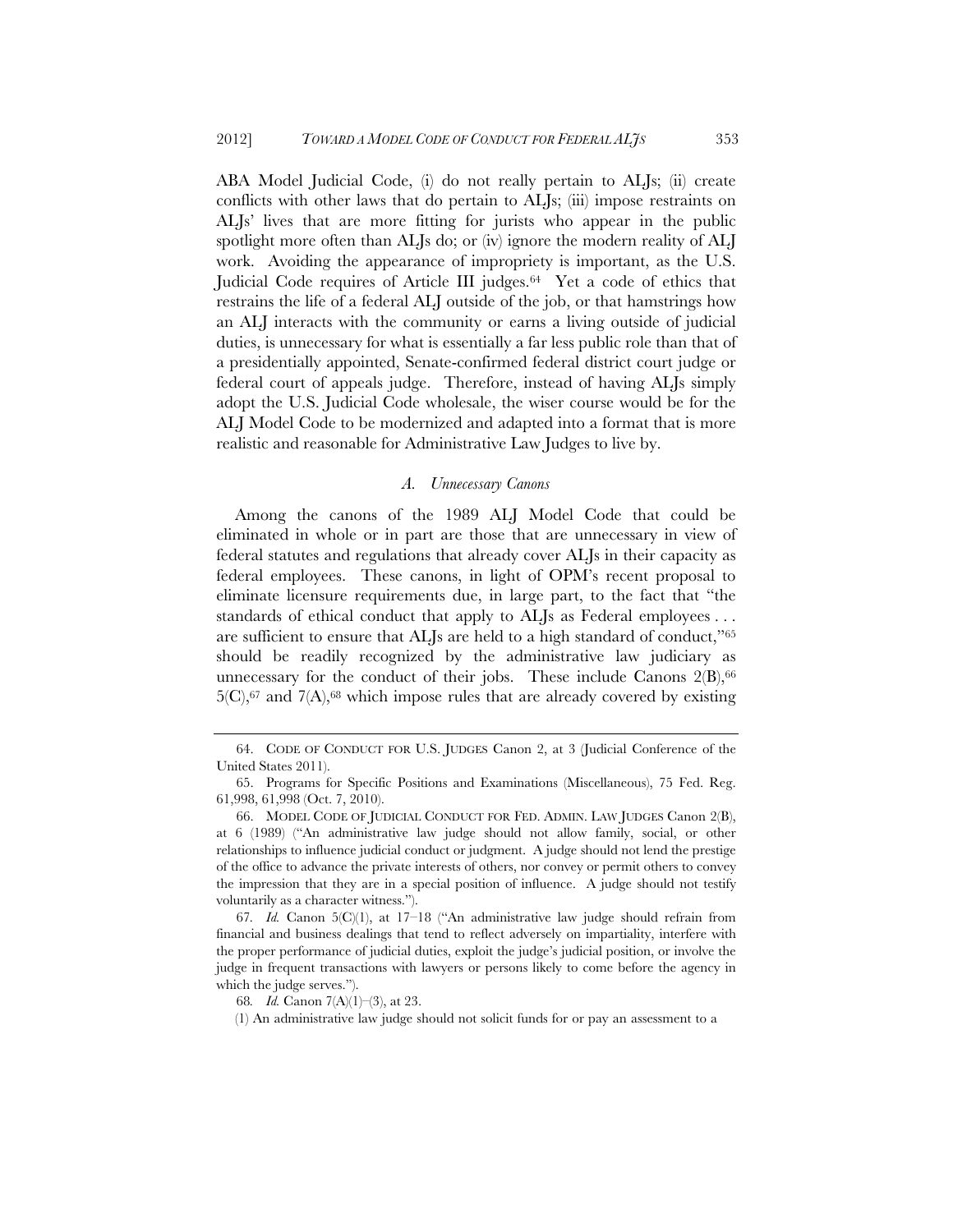ABA Model Judicial Code, (i) do not really pertain to ALJs; (ii) create conflicts with other laws that do pertain to ALJs; (iii) impose restraints on ALJs' lives that are more fitting for jurists who appear in the public spotlight more often than ALJs do; or (iv) ignore the modern reality of ALJ work. Avoiding the appearance of impropriety is important, as the U.S. Judicial Code requires of Article III judges.[64] Yet a code of ethics that restrains the life of a federal ALJ outside of the job, or that hamstrings how an ALJ interacts with the community or earns a living outside of judicial duties, is unnecessary for what is essentially a far less public role than that of a presidentially appointed, Senate-confirmed federal district court judge or federal court of appeals judge. Therefore, instead of having ALJs simply adopt the U.S. Judicial Code wholesale, the wiser course would be for the ALJ Model Code to be modernized and adapted into a format that is more realistic and reasonable for Administrative Law Judges to live by.

### *A. Unnecessary Canons*

Among the canons of the 1989 ALJ Model Code that could be eliminated in whole or in part are those that are unnecessary in view of federal statutes and regulations that already cover ALJs in their capacity as federal employees. These canons, in light of OPM's recent proposal to eliminate licensure requirements due, in large part, to the fact that "the standards of ethical conduct that apply to ALJs as Federal employees . . . are sufficient to ensure that ALJs are held to a high standard of conduct,"[65] should be readily recognized by the administrative law judiciary as unnecessary for the conduct of their jobs. These include Canons 2(B),[66] 5(C),[67] and 7(A),[68] which impose rules that are already covered by existing

---

64. CODE OF CONDUCT FOR U.S. JUDGES Canon 2, at 3 (Judicial Conference of the United States 2011).

65. Programs for Specific Positions and Examinations (Miscellaneous), 75 Fed. Reg. 61,998, 61,998 (Oct. 7, 2010).

66. MODEL CODE OF JUDICIAL CONDUCT FOR FED. ADMIN. LAW JUDGES Canon 2(B), at 6 (1989) ("An administrative law judge should not allow family, social, or other relationships to influence judicial conduct or judgment. A judge should not lend the prestige of the office to advance the private interests of others, nor convey or permit others to convey the impression that they are in a special position of influence. A judge should not testify voluntarily as a character witness.").

67. *Id.* Canon 5(C)(1), at 17–18 ("An administrative law judge should refrain from financial and business dealings that tend to reflect adversely on impartiality, interfere with the proper performance of judicial duties, exploit the judge's judicial position, or involve the judge in frequent transactions with lawyers or persons likely to come before the agency in which the judge serves.").

68. *Id.* Canon 7(A)(1)–(3), at 23.

(1) An administrative law judge should not solicit funds for or pay an assessment to a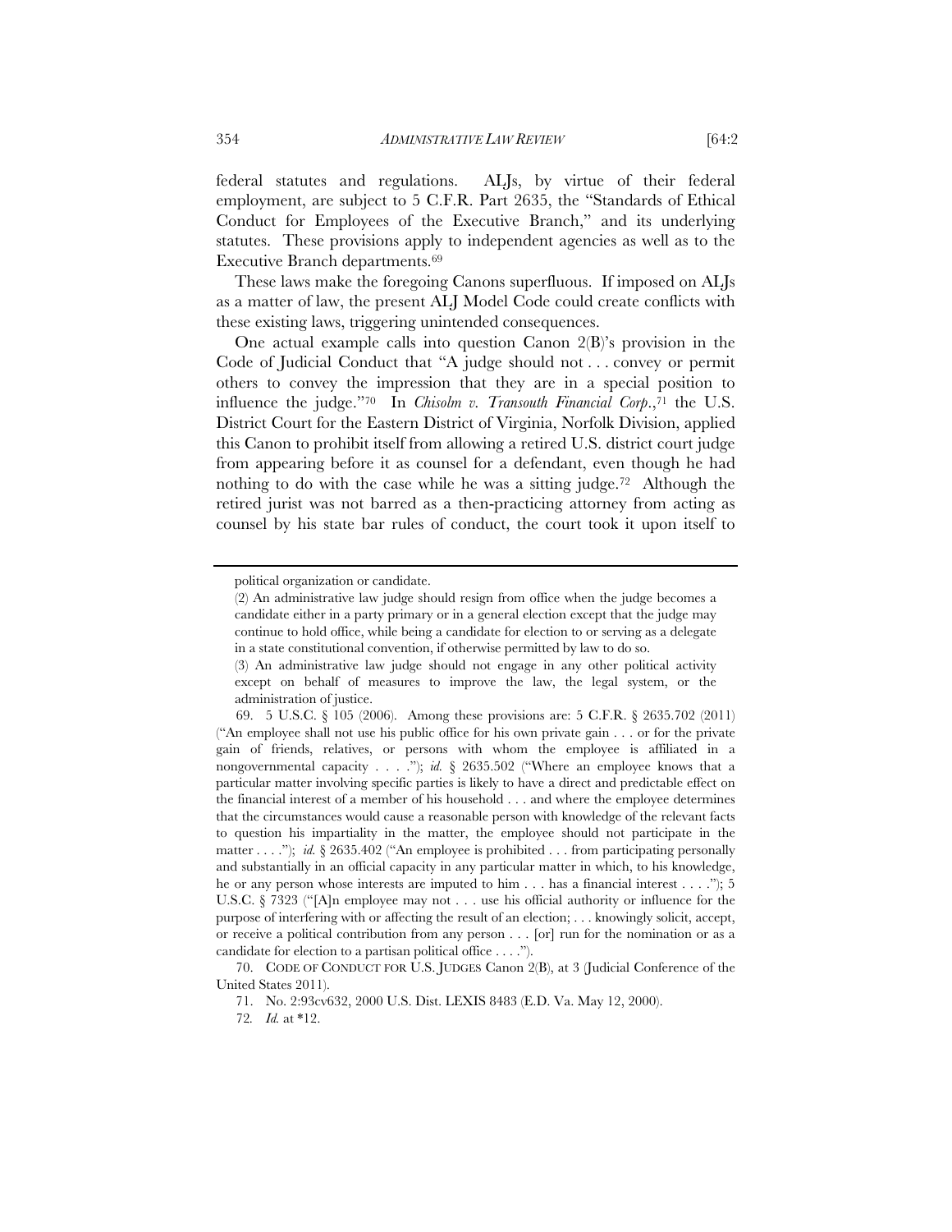federal statutes and regulations. ALJs, by virtue of their federal employment, are subject to 5 C.F.R. Part 2635, the "Standards of Ethical Conduct for Employees of the Executive Branch," and its underlying statutes. These provisions apply to independent agencies as well as to the Executive Branch departments.[69]

These laws make the foregoing Canons superfluous. If imposed on ALJs as a matter of law, the present ALJ Model Code could create conflicts with these existing laws, triggering unintended consequences.

One actual example calls into question Canon 2(B)'s provision in the Code of Judicial Conduct that "A judge should not . . . convey or permit others to convey the impression that they are in a special position to influence the judge."[70] In *Chisolm v. Transouth Financial Corp.*,[71] the U.S. District Court for the Eastern District of Virginia, Norfolk Division, applied this Canon to prohibit itself from allowing a retired U.S. district court judge from appearing before it as counsel for a defendant, even though he had nothing to do with the case while he was a sitting judge.[72] Although the retired jurist was not barred as a then-practicing attorney from acting as counsel by his state bar rules of conduct, the court took it upon itself to

---

political organization or candidate.

(2) An administrative law judge should resign from office when the judge becomes a candidate either in a party primary or in a general election except that the judge may continue to hold office, while being a candidate for election to or serving as a delegate in a state constitutional convention, if otherwise permitted by law to do so.

(3) An administrative law judge should not engage in any other political activity except on behalf of measures to improve the law, the legal system, or the administration of justice.

69. 5 U.S.C. § 105 (2006). Among these provisions are: 5 C.F.R. § 2635.702 (2011) ("An employee shall not use his public office for his own private gain . . . or for the private gain of friends, relatives, or persons with whom the employee is affiliated in a nongovernmental capacity . . . ."); *id.* § 2635.502 ("Where an employee knows that a particular matter involving specific parties is likely to have a direct and predictable effect on the financial interest of a member of his household . . . and where the employee determines that the circumstances would cause a reasonable person with knowledge of the relevant facts to question his impartiality in the matter, the employee should not participate in the matter . . . ."); *id.* § 2635.402 ("An employee is prohibited . . . from participating personally and substantially in an official capacity in any particular matter in which, to his knowledge, he or any person whose interests are imputed to him . . . has a financial interest . . . ."); 5 U.S.C. § 7323 ("[A]n employee may not . . . use his official authority or influence for the purpose of interfering with or affecting the result of an election; . . . knowingly solicit, accept, or receive a political contribution from any person . . . [or] run for the nomination or as a candidate for election to a partisan political office . . . .").

70. CODE OF CONDUCT FOR U.S. JUDGES Canon 2(B), at 3 (Judicial Conference of the United States 2011).

71. No. 2:93cv632, 2000 U.S. Dist. LEXIS 8483 (E.D. Va. May 12, 2000).

72. *Id.* at *12.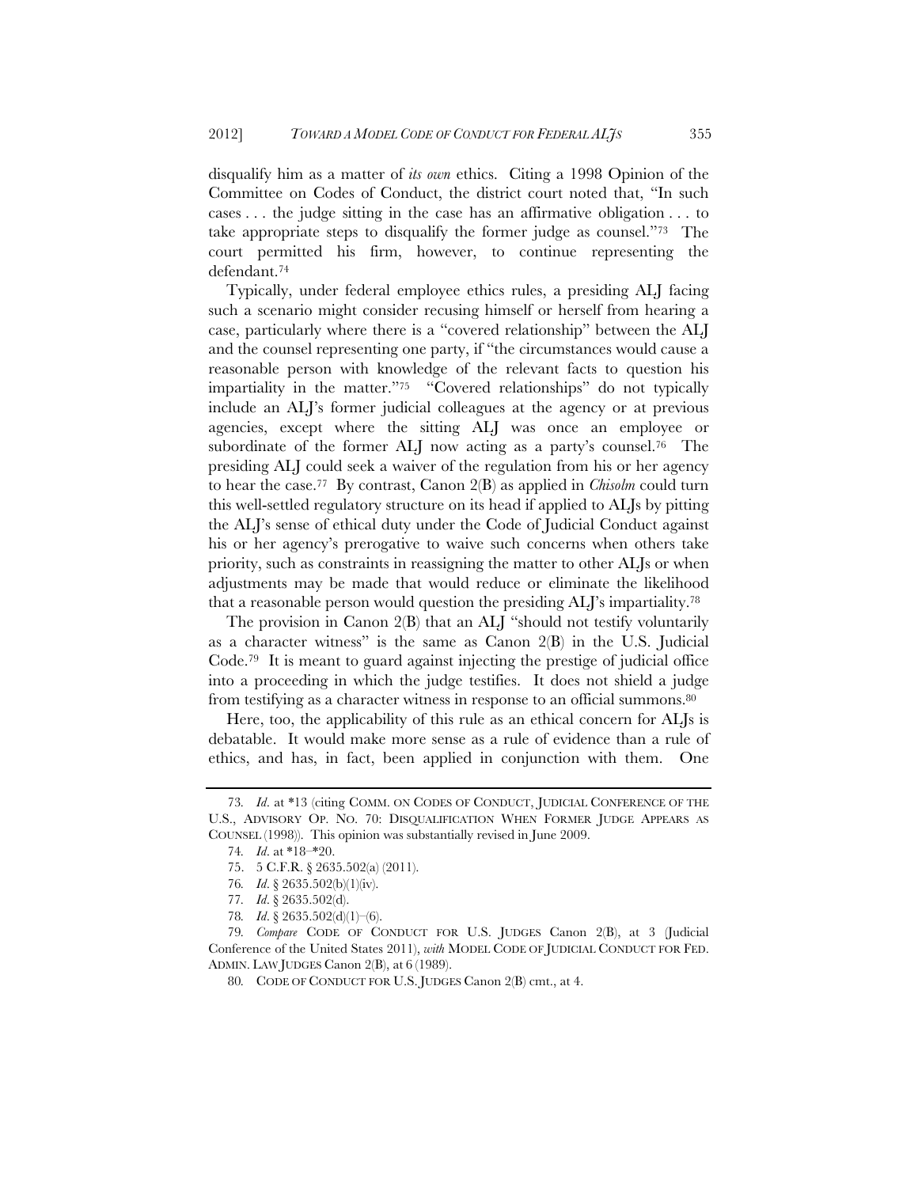disqualify him as a matter of *its own* ethics. Citing a 1998 Opinion of the Committee on Codes of Conduct, the district court noted that, "In such cases . . . the judge sitting in the case has an affirmative obligation . . . to take appropriate steps to disqualify the former judge as counsel."[73] The court permitted his firm, however, to continue representing the defendant.[74]

Typically, under federal employee ethics rules, a presiding ALJ facing such a scenario might consider recusing himself or herself from hearing a case, particularly where there is a "covered relationship" between the ALJ and the counsel representing one party, if "the circumstances would cause a reasonable person with knowledge of the relevant facts to question his impartiality in the matter."[75] "Covered relationships" do not typically include an ALJ's former judicial colleagues at the agency or at previous agencies, except where the sitting ALJ was once an employee or subordinate of the former ALJ now acting as a party's counsel.[76] The presiding ALJ could seek a waiver of the regulation from his or her agency to hear the case.[77] By contrast, Canon 2(B) as applied in *Chisolm* could turn this well-settled regulatory structure on its head if applied to ALJs by pitting the ALJ's sense of ethical duty under the Code of Judicial Conduct against his or her agency's prerogative to waive such concerns when others take priority, such as constraints in reassigning the matter to other ALJs or when adjustments may be made that would reduce or eliminate the likelihood that a reasonable person would question the presiding ALJ's impartiality.[78]

The provision in Canon 2(B) that an ALJ "should not testify voluntarily as a character witness" is the same as Canon 2(B) in the U.S. Judicial Code.[79] It is meant to guard against injecting the prestige of judicial office into a proceeding in which the judge testifies. It does not shield a judge from testifying as a character witness in response to an official summons.[80]

Here, too, the applicability of this rule as an ethical concern for ALJs is debatable. It would make more sense as a rule of evidence than a rule of ethics, and has, in fact, been applied in conjunction with them. One

---

73. *Id*. at *13 (citing COMM. ON CODES OF CONDUCT, JUDICIAL CONFERENCE OF THE U.S., ADVISORY OP. NO. 70: DISQUALIFICATION WHEN FORMER JUDGE APPEARS AS COUNSEL (1998)). This opinion was substantially revised in June 2009.

74. *Id*. at *18–*20.

75. 5 C.F.R. § 2635.502(a) (2011).

76. *Id*. § 2635.502(b)(1)(iv).

77. *Id*. § 2635.502(d).

78. *Id*. § 2635.502(d)(1)–(6).

79. *Compare* CODE OF CONDUCT FOR U.S. JUDGES Canon 2(B), at 3 (Judicial Conference of the United States 2011), *with* MODEL CODE OF JUDICIAL CONDUCT FOR FED. ADMIN. LAW JUDGES Canon 2(B), at 6 (1989).

80. CODE OF CONDUCT FOR U.S. JUDGES Canon 2(B) cmt., at 4.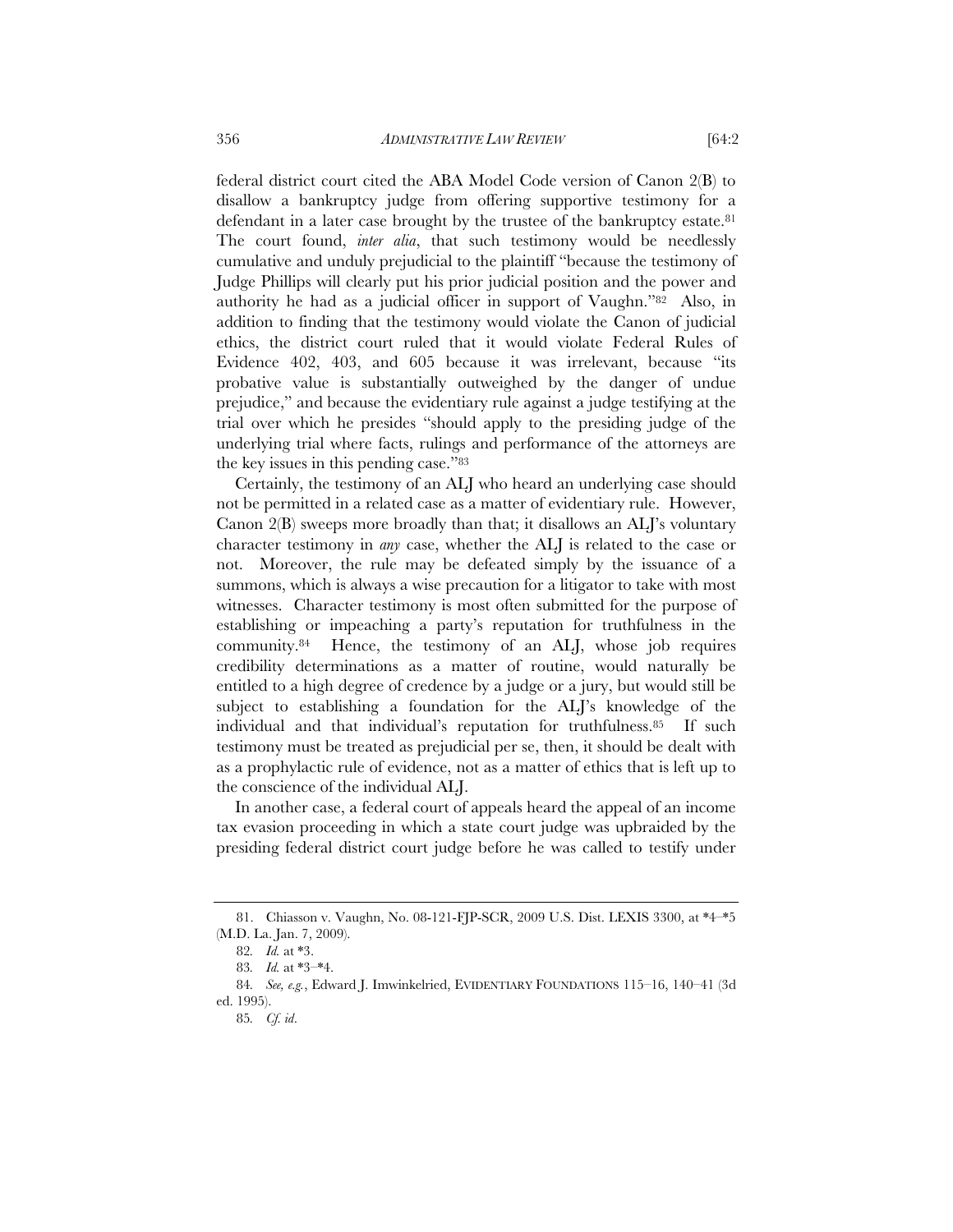federal district court cited the ABA Model Code version of Canon 2(B) to disallow a bankruptcy judge from offering supportive testimony for a defendant in a later case brought by the trustee of the bankruptcy estate.[81] The court found, *inter alia*, that such testimony would be needlessly cumulative and unduly prejudicial to the plaintiff "because the testimony of Judge Phillips will clearly put his prior judicial position and the power and authority he had as a judicial officer in support of Vaughn."[82] Also, in addition to finding that the testimony would violate the Canon of judicial ethics, the district court ruled that it would violate Federal Rules of Evidence 402, 403, and 605 because it was irrelevant, because "its probative value is substantially outweighed by the danger of undue prejudice," and because the evidentiary rule against a judge testifying at the trial over which he presides "should apply to the presiding judge of the underlying trial where facts, rulings and performance of the attorneys are the key issues in this pending case."[83]

Certainly, the testimony of an ALJ who heard an underlying case should not be permitted in a related case as a matter of evidentiary rule. However, Canon 2(B) sweeps more broadly than that; it disallows an ALJ's voluntary character testimony in *any* case, whether the ALJ is related to the case or not. Moreover, the rule may be defeated simply by the issuance of a summons, which is always a wise precaution for a litigator to take with most witnesses. Character testimony is most often submitted for the purpose of establishing or impeaching a party's reputation for truthfulness in the community.[84] Hence, the testimony of an ALJ, whose job requires credibility determinations as a matter of routine, would naturally be entitled to a high degree of credence by a judge or a jury, but would still be subject to establishing a foundation for the ALJ's knowledge of the individual and that individual's reputation for truthfulness.[85] If such testimony must be treated as prejudicial per se, then, it should be dealt with as a prophylactic rule of evidence, not as a matter of ethics that is left up to the conscience of the individual ALJ.

In another case, a federal court of appeals heard the appeal of an income tax evasion proceeding in which a state court judge was upbraided by the presiding federal district court judge before he was called to testify under

---

81. Chiasson v. Vaughn, No. 08-121-FJP-SCR, 2009 U.S. Dist. LEXIS 3300, at *4–*5 (M.D. La. Jan. 7, 2009).

82. *Id.* at *3.

83. *Id.* at *3–*4.

84. *See, e.g.*, Edward J. Imwinkelried, EVIDENTIARY FOUNDATIONS 115–16, 140–41 (3d ed. 1995).

85. *Cf. id*.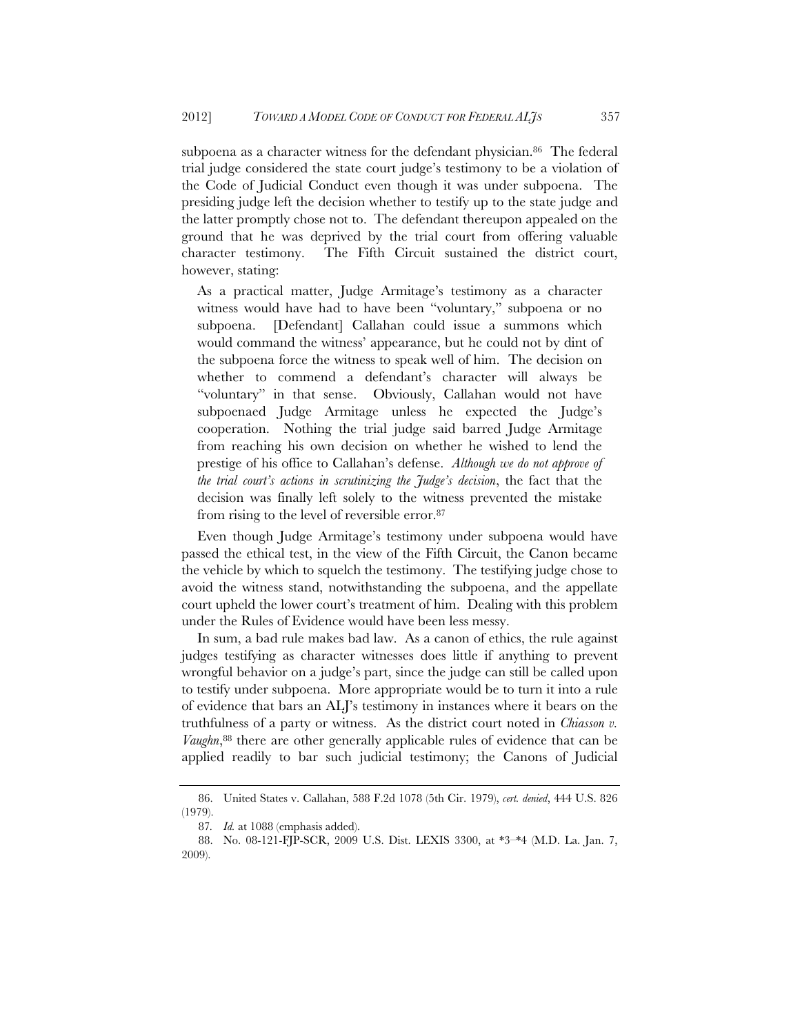subpoena as a character witness for the defendant physician.[86] The federal trial judge considered the state court judge's testimony to be a violation of the Code of Judicial Conduct even though it was under subpoena. The presiding judge left the decision whether to testify up to the state judge and the latter promptly chose not to. The defendant thereupon appealed on the ground that he was deprived by the trial court from offering valuable character testimony. The Fifth Circuit sustained the district court, however, stating:

> As a practical matter, Judge Armitage's testimony as a character witness would have had to have been "voluntary," subpoena or no subpoena. [Defendant] Callahan could issue a summons which would command the witness' appearance, but he could not by dint of the subpoena force the witness to speak well of him. The decision on whether to commend a defendant's character will always be "voluntary" in that sense. Obviously, Callahan would not have subpoenaed Judge Armitage unless he expected the Judge's cooperation. Nothing the trial judge said barred Judge Armitage from reaching his own decision on whether he wished to lend the prestige of his office to Callahan's defense. *Although we do not approve of the trial court's actions in scrutinizing the Judge's decision*, the fact that the decision was finally left solely to the witness prevented the mistake from rising to the level of reversible error.[87]

Even though Judge Armitage's testimony under subpoena would have passed the ethical test, in the view of the Fifth Circuit, the Canon became the vehicle by which to squelch the testimony. The testifying judge chose to avoid the witness stand, notwithstanding the subpoena, and the appellate court upheld the lower court's treatment of him. Dealing with this problem under the Rules of Evidence would have been less messy.

In sum, a bad rule makes bad law. As a canon of ethics, the rule against judges testifying as character witnesses does little if anything to prevent wrongful behavior on a judge's part, since the judge can still be called upon to testify under subpoena. More appropriate would be to turn it into a rule of evidence that bars an ALJ's testimony in instances where it bears on the truthfulness of a party or witness. As the district court noted in *Chiasson v. Vaughn*,[88] there are other generally applicable rules of evidence that can be applied readily to bar such judicial testimony; the Canons of Judicial

---

86. United States v. Callahan, 588 F.2d 1078 (5th Cir. 1979), *cert. denied*, 444 U.S. 826 (1979).

87. *Id.* at 1088 (emphasis added).

88. No. 08-121-FJP-SCR, 2009 U.S. Dist. LEXIS 3300, at *3–*4 (M.D. La. Jan. 7, 2009).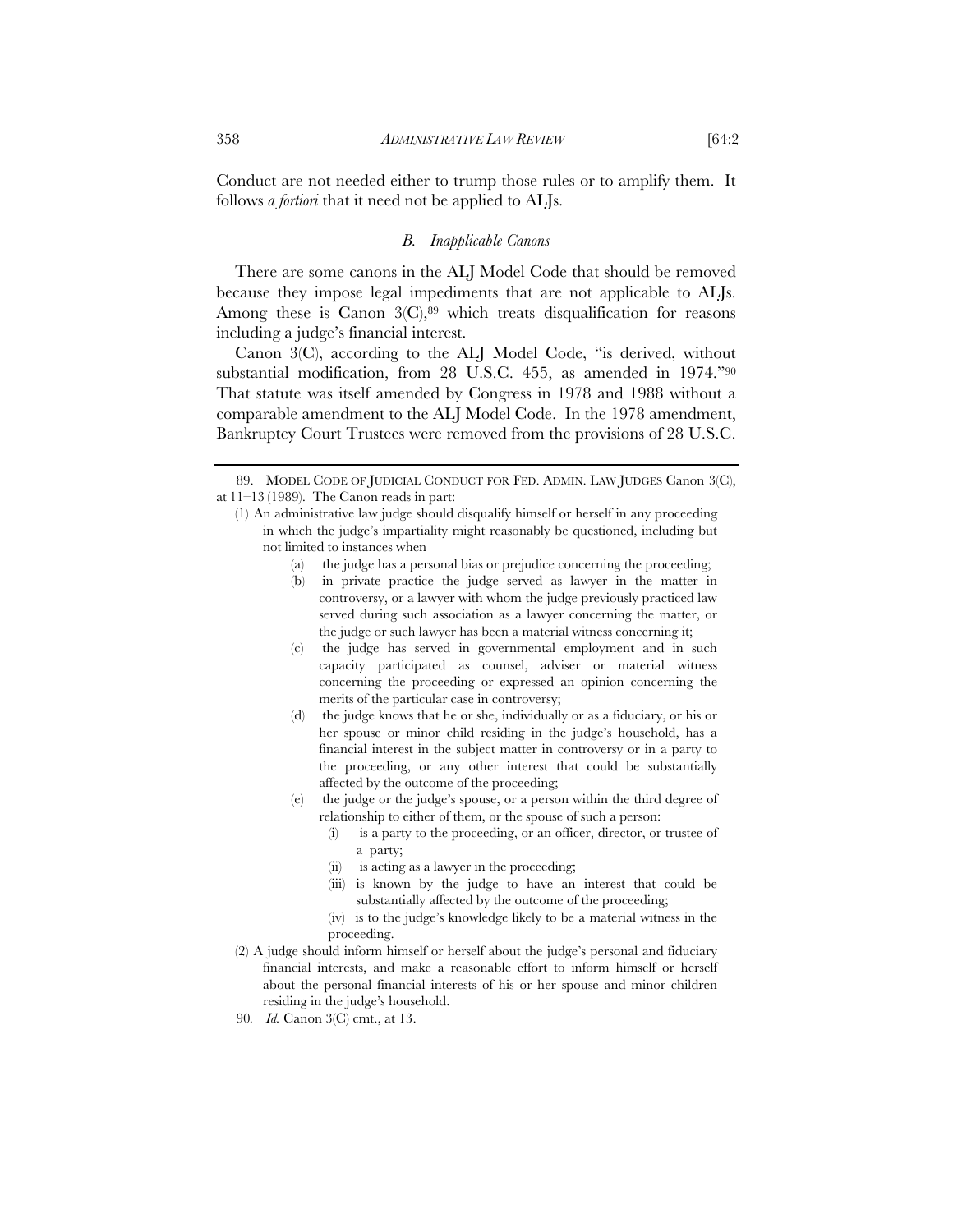Conduct are not needed either to trump those rules or to amplify them. It follows *a fortiori* that it need not be applied to ALJs.

### *B. Inapplicable Canons*

There are some canons in the ALJ Model Code that should be removed because they impose legal impediments that are not applicable to ALJs. Among these is Canon 3(C),[89] which treats disqualification for reasons including a judge's financial interest.

Canon 3(C), according to the ALJ Model Code, "is derived, without substantial modification, from 28 U.S.C. 455, as amended in 1974."[90] That statute was itself amended by Congress in 1978 and 1988 without a comparable amendment to the ALJ Model Code. In the 1978 amendment, Bankruptcy Court Trustees were removed from the provisions of 28 U.S.C.

---

89. MODEL CODE OF JUDICIAL CONDUCT FOR FED. ADMIN. LAW JUDGES Canon 3(C), at 11–13 (1989). The Canon reads in part:

(1) An administrative law judge should disqualify himself or herself in any proceeding in which the judge's impartiality might reasonably be questioned, including but not limited to instances when

- (a) the judge has a personal bias or prejudice concerning the proceeding;
- (b) in private practice the judge served as lawyer in the matter in controversy, or a lawyer with whom the judge previously practiced law served during such association as a lawyer concerning the matter, or the judge or such lawyer has been a material witness concerning it;
- (c) the judge has served in governmental employment and in such capacity participated as counsel, adviser or material witness concerning the proceeding or expressed an opinion concerning the merits of the particular case in controversy;
- (d) the judge knows that he or she, individually or as a fiduciary, or his or her spouse or minor child residing in the judge's household, has a financial interest in the subject matter in controversy or in a party to the proceeding, or any other interest that could be substantially affected by the outcome of the proceeding;
- (e) the judge or the judge's spouse, or a person within the third degree of relationship to either of them, or the spouse of such a person:
  - (i) is a party to the proceeding, or an officer, director, or trustee of a party;
  - (ii) is acting as a lawyer in the proceeding;
  - (iii) is known by the judge to have an interest that could be substantially affected by the outcome of the proceeding;
  - (iv) is to the judge's knowledge likely to be a material witness in the proceeding.

(2) A judge should inform himself or herself about the judge's personal and fiduciary financial interests, and make a reasonable effort to inform himself or herself about the personal financial interests of his or her spouse and minor children residing in the judge's household.

90. *Id.* Canon 3(C) cmt., at 13.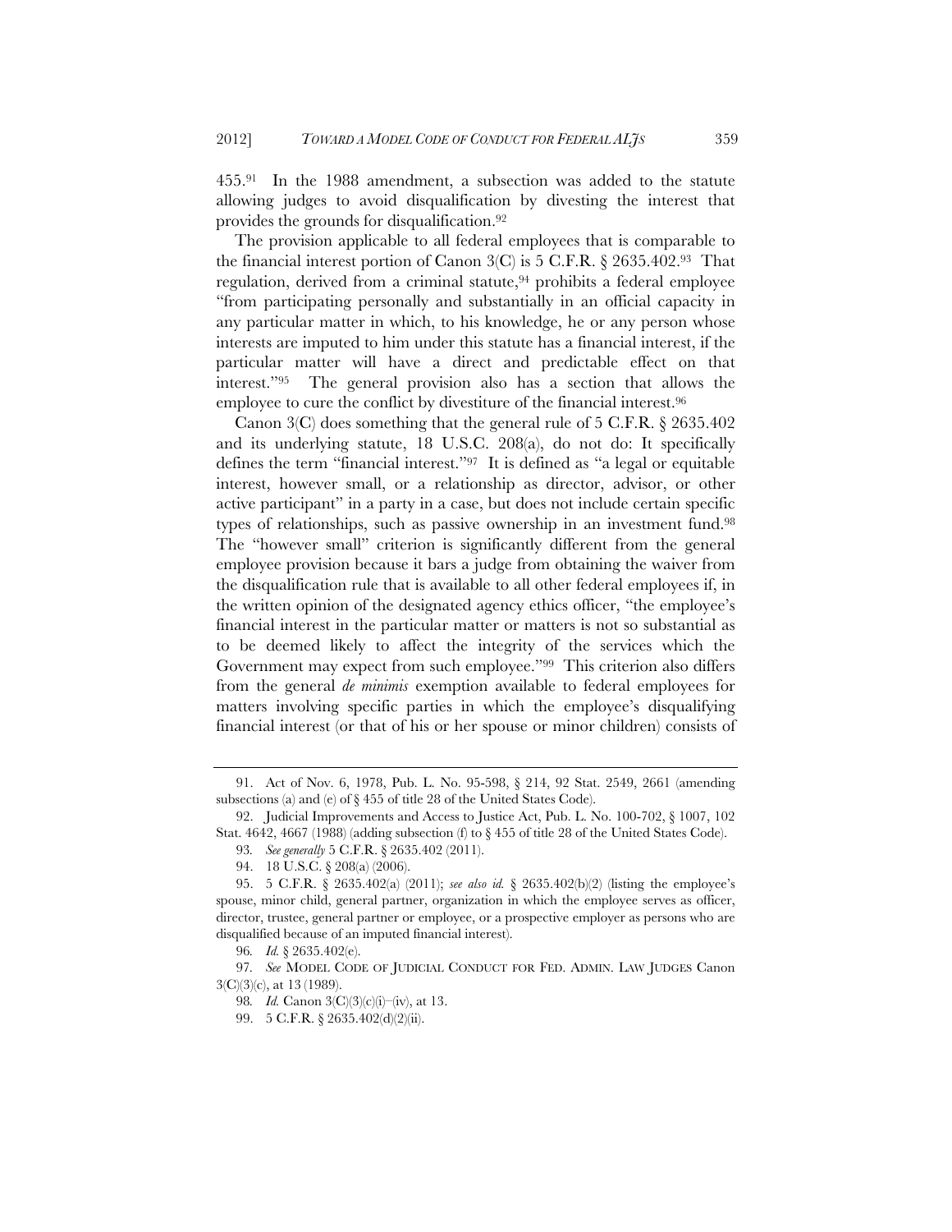455.[91] In the 1988 amendment, a subsection was added to the statute allowing judges to avoid disqualification by divesting the interest that provides the grounds for disqualification.[92]

The provision applicable to all federal employees that is comparable to the financial interest portion of Canon 3(C) is 5 C.F.R. § 2635.402.[93] That regulation, derived from a criminal statute,[94] prohibits a federal employee "from participating personally and substantially in an official capacity in any particular matter in which, to his knowledge, he or any person whose interests are imputed to him under this statute has a financial interest, if the particular matter will have a direct and predictable effect on that interest."[95] The general provision also has a section that allows the employee to cure the conflict by divestiture of the financial interest.[96]

Canon 3(C) does something that the general rule of 5 C.F.R. § 2635.402 and its underlying statute, 18 U.S.C. 208(a), do not do: It specifically defines the term "financial interest."[97] It is defined as "a legal or equitable interest, however small, or a relationship as director, advisor, or other active participant" in a party in a case, but does not include certain specific types of relationships, such as passive ownership in an investment fund.[98] The "however small" criterion is significantly different from the general employee provision because it bars a judge from obtaining the waiver from the disqualification rule that is available to all other federal employees if, in the written opinion of the designated agency ethics officer, "the employee's financial interest in the particular matter or matters is not so substantial as to be deemed likely to affect the integrity of the services which the Government may expect from such employee."[99] This criterion also differs from the general *de minimis* exemption available to federal employees for matters involving specific parties in which the employee's disqualifying financial interest (or that of his or her spouse or minor children) consists of

---

91. Act of Nov. 6, 1978, Pub. L. No. 95-598, § 214, 92 Stat. 2549, 2661 (amending subsections (a) and (e) of § 455 of title 28 of the United States Code).

92. Judicial Improvements and Access to Justice Act, Pub. L. No. 100-702, § 1007, 102 Stat. 4642, 4667 (1988) (adding subsection (f) to § 455 of title 28 of the United States Code).

93. *See generally* 5 C.F.R. § 2635.402 (2011).

94. 18 U.S.C. § 208(a) (2006).

95. 5 C.F.R. § 2635.402(a) (2011); *see also id.* § 2635.402(b)(2) (listing the employee's spouse, minor child, general partner, organization in which the employee serves as officer, director, trustee, general partner or employee, or a prospective employer as persons who are disqualified because of an imputed financial interest).

96. *Id.* § 2635.402(e).

97. *See* MODEL CODE OF JUDICIAL CONDUCT FOR FED. ADMIN. LAW JUDGES Canon 3(C)(3)(c), at 13 (1989).

98. *Id.* Canon 3(C)(3)(c)(i)–(iv), at 13.

99. 5 C.F.R. § 2635.402(d)(2)(ii).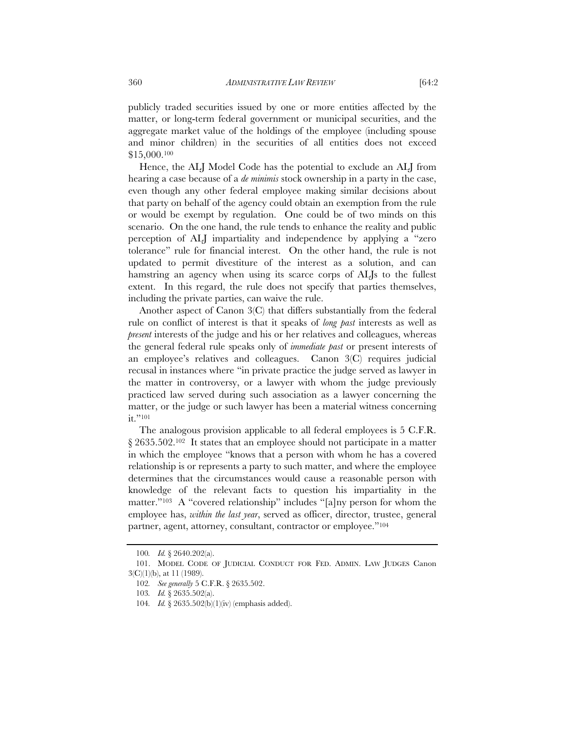publicly traded securities issued by one or more entities affected by the matter, or long-term federal government or municipal securities, and the aggregate market value of the holdings of the employee (including spouse and minor children) in the securities of all entities does not exceed $15,000.[100]

Hence, the ALJ Model Code has the potential to exclude an ALJ from hearing a case because of a *de minimis* stock ownership in a party in the case, even though any other federal employee making similar decisions about that party on behalf of the agency could obtain an exemption from the rule or would be exempt by regulation. One could be of two minds on this scenario. On the one hand, the rule tends to enhance the reality and public perception of ALJ impartiality and independence by applying a "zero tolerance" rule for financial interest. On the other hand, the rule is not updated to permit divestiture of the interest as a solution, and can hamstring an agency when using its scarce corps of ALJs to the fullest extent. In this regard, the rule does not specify that parties themselves, including the private parties, can waive the rule.

Another aspect of Canon 3(C) that differs substantially from the federal rule on conflict of interest is that it speaks of *long past* interests as well as *present* interests of the judge and his or her relatives and colleagues, whereas the general federal rule speaks only of *immediate past* or present interests of an employee's relatives and colleagues. Canon 3(C) requires judicial recusal in instances where "in private practice the judge served as lawyer in the matter in controversy, or a lawyer with whom the judge previously practiced law served during such association as a lawyer concerning the matter, or the judge or such lawyer has been a material witness concerning it."[101]

The analogous provision applicable to all federal employees is 5 C.F.R. § 2635.502.[102] It states that an employee should not participate in a matter in which the employee "knows that a person with whom he has a covered relationship is or represents a party to such matter, and where the employee determines that the circumstances would cause a reasonable person with knowledge of the relevant facts to question his impartiality in the matter."[103] A "covered relationship" includes "[a]ny person for whom the employee has, *within the last year*, served as officer, director, trustee, general partner, agent, attorney, consultant, contractor or employee."[104]

---

100. *Id.* § 2640.202(a).

101. MODEL CODE OF JUDICIAL CONDUCT FOR FED. ADMIN. LAW JUDGES Canon 3(C)(1)(b), at 11 (1989).

102. *See generally* 5 C.F.R. § 2635.502.

103. *Id.* § 2635.502(a).

104. *Id.* § 2635.502(b)(1)(iv) (emphasis added).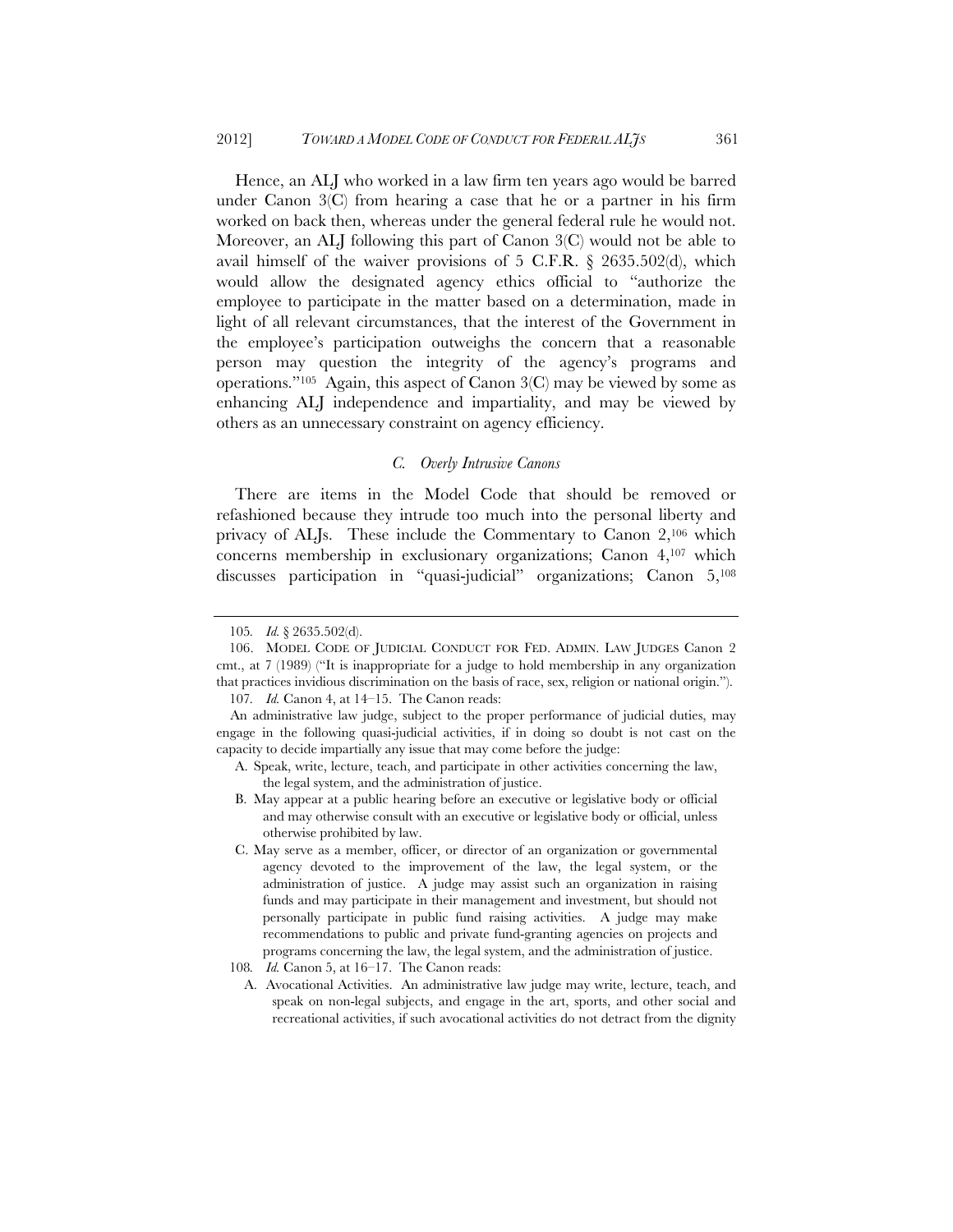Hence, an ALJ who worked in a law firm ten years ago would be barred under Canon 3(C) from hearing a case that he or a partner in his firm worked on back then, whereas under the general federal rule he would not. Moreover, an ALJ following this part of Canon 3(C) would not be able to avail himself of the waiver provisions of 5 C.F.R. § 2635.502(d), which would allow the designated agency ethics official to "authorize the employee to participate in the matter based on a determination, made in light of all relevant circumstances, that the interest of the Government in the employee's participation outweighs the concern that a reasonable person may question the integrity of the agency's programs and operations."[105] Again, this aspect of Canon 3(C) may be viewed by some as enhancing ALJ independence and impartiality, and may be viewed by others as an unnecessary constraint on agency efficiency.

### *C. Overly Intrusive Canons*

There are items in the Model Code that should be removed or refashioned because they intrude too much into the personal liberty and privacy of ALJs. These include the Commentary to Canon 2,[106] which concerns membership in exclusionary organizations; Canon 4,[107] which discusses participation in "quasi-judicial" organizations; Canon 5,[108]

---

105. *Id.* § 2635.502(d).

106. MODEL CODE OF JUDICIAL CONDUCT FOR FED. ADMIN. LAW JUDGES Canon 2 cmt., at 7 (1989) ("It is inappropriate for a judge to hold membership in any organization that practices invidious discrimination on the basis of race, sex, religion or national origin.").

107. *Id.* Canon 4, at 14–15. The Canon reads:

An administrative law judge, subject to the proper performance of judicial duties, may engage in the following quasi-judicial activities, if in doing so doubt is not cast on the capacity to decide impartially any issue that may come before the judge:

A. Speak, write, lecture, teach, and participate in other activities concerning the law, the legal system, and the administration of justice.

B. May appear at a public hearing before an executive or legislative body or official and may otherwise consult with an executive or legislative body or official, unless otherwise prohibited by law.

C. May serve as a member, officer, or director of an organization or governmental agency devoted to the improvement of the law, the legal system, or the administration of justice. A judge may assist such an organization in raising funds and may participate in their management and investment, but should not personally participate in public fund raising activities. A judge may make recommendations to public and private fund-granting agencies on projects and programs concerning the law, the legal system, and the administration of justice.

108. *Id.* Canon 5, at 16–17. The Canon reads:

A. Avocational Activities. An administrative law judge may write, lecture, teach, and speak on non-legal subjects, and engage in the art, sports, and other social and recreational activities, if such avocational activities do not detract from the dignity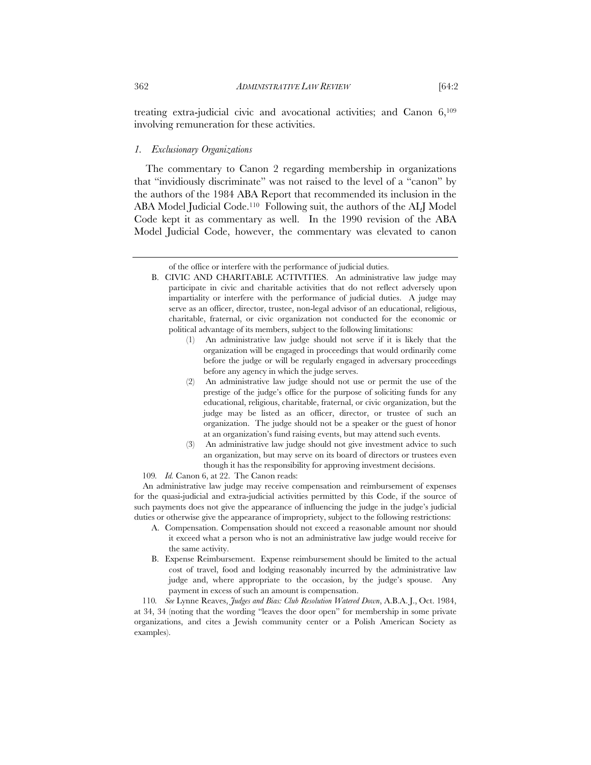treating extra-judicial civic and avocational activities; and Canon 6,[109] involving remuneration for these activities.

### *1. Exclusionary Organizations*

The commentary to Canon 2 regarding membership in organizations that "invidiously discriminate" was not raised to the level of a "canon" by the authors of the 1984 ABA Report that recommended its inclusion in the ABA Model Judicial Code.[110] Following suit, the authors of the ALJ Model Code kept it as commentary as well. In the 1990 revision of the ABA Model Judicial Code, however, the commentary was elevated to canon

---

of the office or interfere with the performance of judicial duties.

B. CIVIC AND CHARITABLE ACTIVITIES. An administrative law judge may participate in civic and charitable activities that do not reflect adversely upon impartiality or interfere with the performance of judicial duties. A judge may serve as an officer, director, trustee, non-legal advisor of an educational, religious, charitable, fraternal, or civic organization not conducted for the economic or political advantage of its members, subject to the following limitations:

(1) An administrative law judge should not serve if it is likely that the organization will be engaged in proceedings that would ordinarily come before the judge or will be regularly engaged in adversary proceedings before any agency in which the judge serves.

(2) An administrative law judge should not use or permit the use of the prestige of the judge's office for the purpose of soliciting funds for any educational, religious, charitable, fraternal, or civic organization, but the judge may be listed as an officer, director, or trustee of such an organization. The judge should not be a speaker or the guest of honor at an organization's fund raising events, but may attend such events.

(3) An administrative law judge should not give investment advice to such an organization, but may serve on its board of directors or trustees even though it has the responsibility for approving investment decisions.

109. *Id.* Canon 6, at 22. The Canon reads:

An administrative law judge may receive compensation and reimbursement of expenses for the quasi-judicial and extra-judicial activities permitted by this Code, if the source of such payments does not give the appearance of influencing the judge in the judge's judicial duties or otherwise give the appearance of impropriety, subject to the following restrictions:

A. Compensation. Compensation should not exceed a reasonable amount nor should it exceed what a person who is not an administrative law judge would receive for the same activity.

B. Expense Reimbursement. Expense reimbursement should be limited to the actual cost of travel, food and lodging reasonably incurred by the administrative law judge and, where appropriate to the occasion, by the judge's spouse. Any payment in excess of such an amount is compensation.

110. *See* Lynne Reaves, *Judges and Bias: Club Resolution Watered Down*, A.B.A. J., Oct. 1984, at 34, 34 (noting that the wording "leaves the door open" for membership in some private organizations, and cites a Jewish community center or a Polish American Society as examples).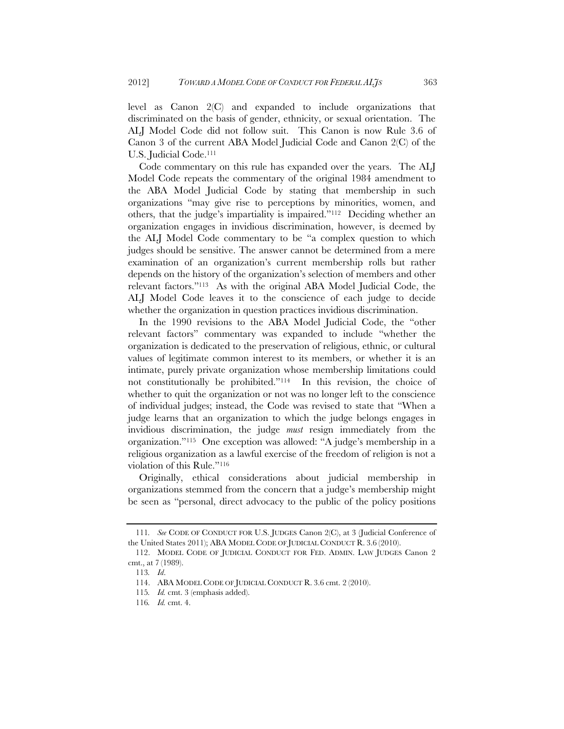level as Canon 2(C) and expanded to include organizations that discriminated on the basis of gender, ethnicity, or sexual orientation. The ALJ Model Code did not follow suit. This Canon is now Rule 3.6 of Canon 3 of the current ABA Model Judicial Code and Canon 2(C) of the U.S. Judicial Code.[111]

Code commentary on this rule has expanded over the years. The ALJ Model Code repeats the commentary of the original 1984 amendment to the ABA Model Judicial Code by stating that membership in such organizations "may give rise to perceptions by minorities, women, and others, that the judge's impartiality is impaired."[112] Deciding whether an organization engages in invidious discrimination, however, is deemed by the ALJ Model Code commentary to be "a complex question to which judges should be sensitive. The answer cannot be determined from a mere examination of an organization's current membership rolls but rather depends on the history of the organization's selection of members and other relevant factors."[113] As with the original ABA Model Judicial Code, the ALJ Model Code leaves it to the conscience of each judge to decide whether the organization in question practices invidious discrimination.

In the 1990 revisions to the ABA Model Judicial Code, the "other relevant factors" commentary was expanded to include "whether the organization is dedicated to the preservation of religious, ethnic, or cultural values of legitimate common interest to its members, or whether it is an intimate, purely private organization whose membership limitations could not constitutionally be prohibited."[114] In this revision, the choice of whether to quit the organization or not was no longer left to the conscience of individual judges; instead, the Code was revised to state that "When a judge learns that an organization to which the judge belongs engages in invidious discrimination, the judge *must* resign immediately from the organization."[115] One exception was allowed: "A judge's membership in a religious organization as a lawful exercise of the freedom of religion is not a violation of this Rule."[116]

Originally, ethical considerations about judicial membership in organizations stemmed from the concern that a judge's membership might be seen as "personal, direct advocacy to the public of the policy positions

---

111. *See* CODE OF CONDUCT FOR U.S. JUDGES Canon 2(C), at 3 (Judicial Conference of the United States 2011); ABA MODEL CODE OF JUDICIAL CONDUCT R. 3.6 (2010).

112. MODEL CODE OF JUDICIAL CONDUCT FOR FED. ADMIN. LAW JUDGES Canon 2 cmt., at 7 (1989).

113. *Id.*

114. ABA MODEL CODE OF JUDICIAL CONDUCT R. 3.6 cmt. 2 (2010).

115. *Id.* cmt. 3 (emphasis added).

116. *Id.* cmt. 4.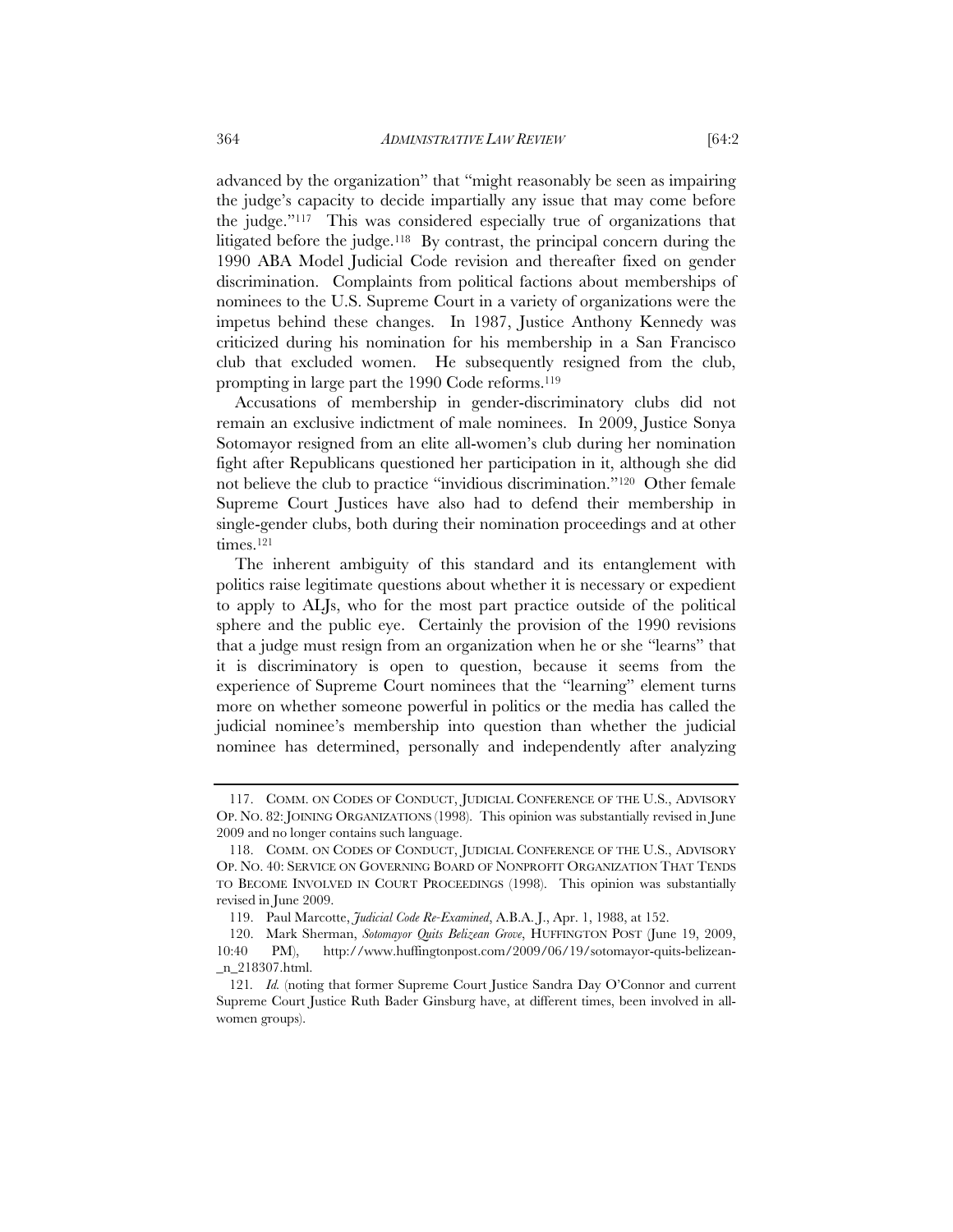advanced by the organization" that "might reasonably be seen as impairing the judge's capacity to decide impartially any issue that may come before the judge."[117] This was considered especially true of organizations that litigated before the judge.[118] By contrast, the principal concern during the 1990 ABA Model Judicial Code revision and thereafter fixed on gender discrimination. Complaints from political factions about memberships of nominees to the U.S. Supreme Court in a variety of organizations were the impetus behind these changes. In 1987, Justice Anthony Kennedy was criticized during his nomination for his membership in a San Francisco club that excluded women. He subsequently resigned from the club, prompting in large part the 1990 Code reforms.[119]

Accusations of membership in gender-discriminatory clubs did not remain an exclusive indictment of male nominees. In 2009, Justice Sonya Sotomayor resigned from an elite all-women's club during her nomination fight after Republicans questioned her participation in it, although she did not believe the club to practice "invidious discrimination."[120] Other female Supreme Court Justices have also had to defend their membership in single-gender clubs, both during their nomination proceedings and at other times.[121]

The inherent ambiguity of this standard and its entanglement with politics raise legitimate questions about whether it is necessary or expedient to apply to ALJs, who for the most part practice outside of the political sphere and the public eye. Certainly the provision of the 1990 revisions that a judge must resign from an organization when he or she "learns" that it is discriminatory is open to question, because it seems from the experience of Supreme Court nominees that the "learning" element turns more on whether someone powerful in politics or the media has called the judicial nominee's membership into question than whether the judicial nominee has determined, personally and independently after analyzing

---

117. COMM. ON CODES OF CONDUCT, JUDICIAL CONFERENCE OF THE U.S., ADVISORY OP. NO. 82: JOINING ORGANIZATIONS (1998). This opinion was substantially revised in June 2009 and no longer contains such language.

118. COMM. ON CODES OF CONDUCT, JUDICIAL CONFERENCE OF THE U.S., ADVISORY OP. NO. 40: SERVICE ON GOVERNING BOARD OF NONPROFIT ORGANIZATION THAT TENDS TO BECOME INVOLVED IN COURT PROCEEDINGS (1998). This opinion was substantially revised in June 2009.

119. Paul Marcotte, *Judicial Code Re-Examined*, A.B.A. J., Apr. 1, 1988, at 152.

120. Mark Sherman, *Sotomayor Quits Belizean Grove*, HUFFINGTON POST (June 19, 2009, 10:40 PM), http://www.huffingtonpost.com/2009/06/19/sotomayor-quits-belizean-_n_218307.html.

121. *Id.* (noting that former Supreme Court Justice Sandra Day O'Connor and current Supreme Court Justice Ruth Bader Ginsburg have, at different times, been involved in all-women groups).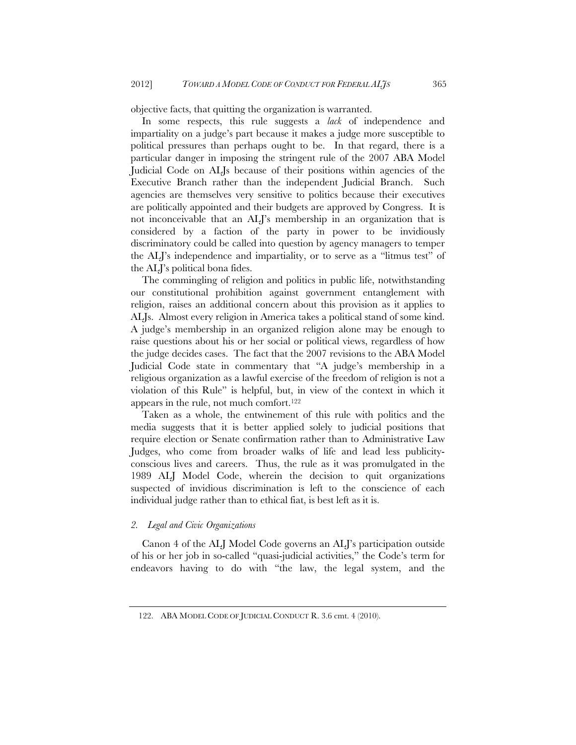objective facts, that quitting the organization is warranted.

In some respects, this rule suggests a *lack* of independence and impartiality on a judge's part because it makes a judge more susceptible to political pressures than perhaps ought to be. In that regard, there is a particular danger in imposing the stringent rule of the 2007 ABA Model Judicial Code on ALJs because of their positions within agencies of the Executive Branch rather than the independent Judicial Branch. Such agencies are themselves very sensitive to politics because their executives are politically appointed and their budgets are approved by Congress. It is not inconceivable that an ALJ's membership in an organization that is considered by a faction of the party in power to be invidiously discriminatory could be called into question by agency managers to temper the ALJ's independence and impartiality, or to serve as a "litmus test" of the ALJ's political bona fides.

The commingling of religion and politics in public life, notwithstanding our constitutional prohibition against government entanglement with religion, raises an additional concern about this provision as it applies to ALJs. Almost every religion in America takes a political stand of some kind. A judge's membership in an organized religion alone may be enough to raise questions about his or her social or political views, regardless of how the judge decides cases. The fact that the 2007 revisions to the ABA Model Judicial Code state in commentary that "A judge's membership in a religious organization as a lawful exercise of the freedom of religion is not a violation of this Rule" is helpful, but, in view of the context in which it appears in the rule, not much comfort.[122]

Taken as a whole, the entwinement of this rule with politics and the media suggests that it is better applied solely to judicial positions that require election or Senate confirmation rather than to Administrative Law Judges, who come from broader walks of life and lead less publicity-conscious lives and careers. Thus, the rule as it was promulgated in the 1989 ALJ Model Code, wherein the decision to quit organizations suspected of invidious discrimination is left to the conscience of each individual judge rather than to ethical fiat, is best left as it is.

### *2. Legal and Civic Organizations*

Canon 4 of the ALJ Model Code governs an ALJ's participation outside of his or her job in so-called "quasi-judicial activities," the Code's term for endeavors having to do with "the law, the legal system, and the

---

122. ABA MODEL CODE OF JUDICIAL CONDUCT R. 3.6 cmt. 4 (2010).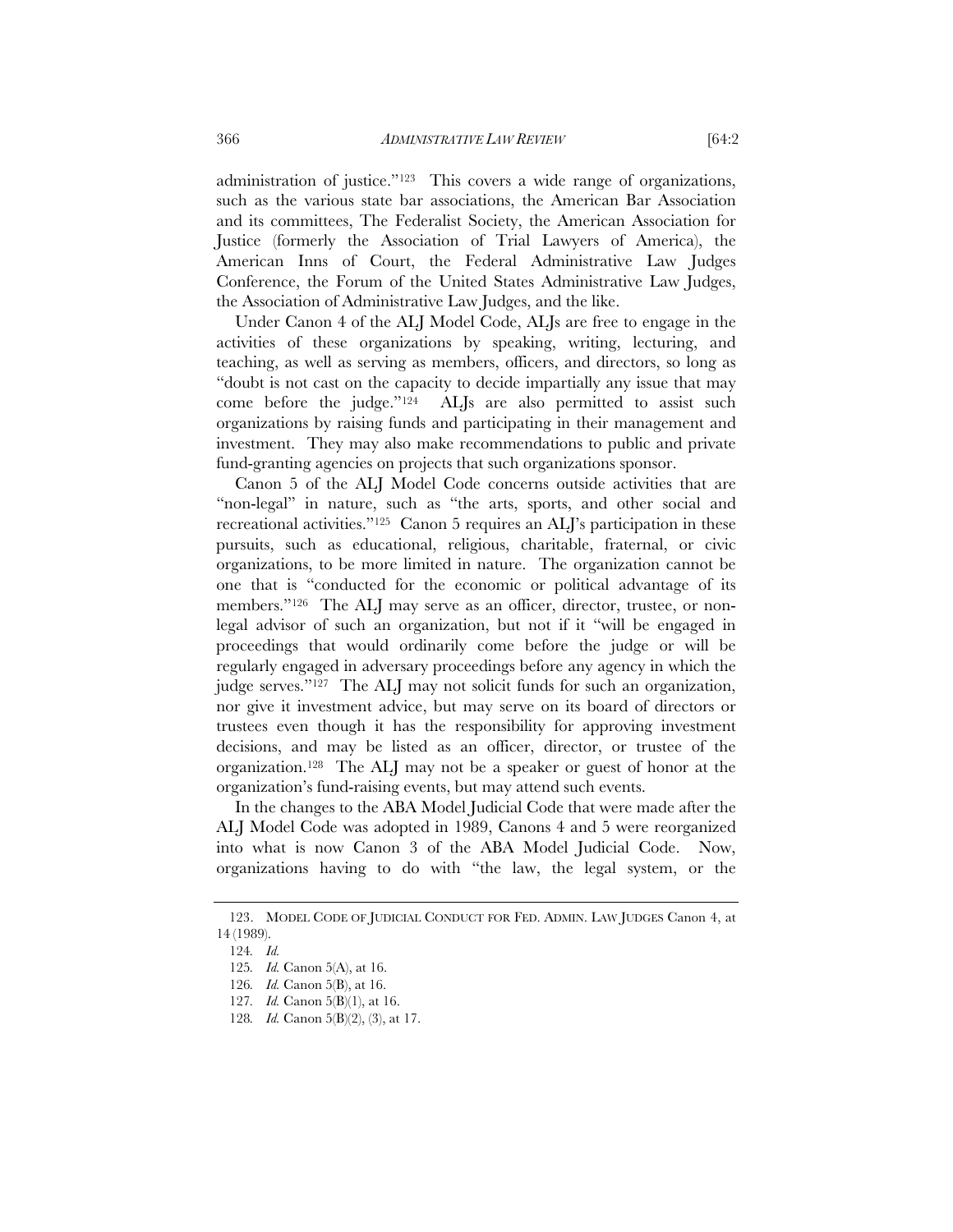administration of justice."[123] This covers a wide range of organizations, such as the various state bar associations, the American Bar Association and its committees, The Federalist Society, the American Association for Justice (formerly the Association of Trial Lawyers of America), the American Inns of Court, the Federal Administrative Law Judges Conference, the Forum of the United States Administrative Law Judges, the Association of Administrative Law Judges, and the like.

Under Canon 4 of the ALJ Model Code, ALJs are free to engage in the activities of these organizations by speaking, writing, lecturing, and teaching, as well as serving as members, officers, and directors, so long as "doubt is not cast on the capacity to decide impartially any issue that may come before the judge."[124] ALJs are also permitted to assist such organizations by raising funds and participating in their management and investment. They may also make recommendations to public and private fund-granting agencies on projects that such organizations sponsor.

Canon 5 of the ALJ Model Code concerns outside activities that are "non-legal" in nature, such as "the arts, sports, and other social and recreational activities."[125] Canon 5 requires an ALJ's participation in these pursuits, such as educational, religious, charitable, fraternal, or civic organizations, to be more limited in nature. The organization cannot be one that is "conducted for the economic or political advantage of its members."[126] The ALJ may serve as an officer, director, trustee, or non-legal advisor of such an organization, but not if it "will be engaged in proceedings that would ordinarily come before the judge or will be regularly engaged in adversary proceedings before any agency in which the judge serves."[127] The ALJ may not solicit funds for such an organization, nor give it investment advice, but may serve on its board of directors or trustees even though it has the responsibility for approving investment decisions, and may be listed as an officer, director, or trustee of the organization.[128] The ALJ may not be a speaker or guest of honor at the organization's fund-raising events, but may attend such events.

In the changes to the ABA Model Judicial Code that were made after the ALJ Model Code was adopted in 1989, Canons 4 and 5 were reorganized into what is now Canon 3 of the ABA Model Judicial Code. Now, organizations having to do with "the law, the legal system, or the

---

123. MODEL CODE OF JUDICIAL CONDUCT FOR FED. ADMIN. LAW JUDGES Canon 4, at 14 (1989).

124. *Id.*

125. *Id.* Canon 5(A), at 16.

126. *Id.* Canon 5(B), at 16.

127. *Id.* Canon 5(B)(1), at 16.

128. *Id.* Canon 5(B)(2), (3), at 17.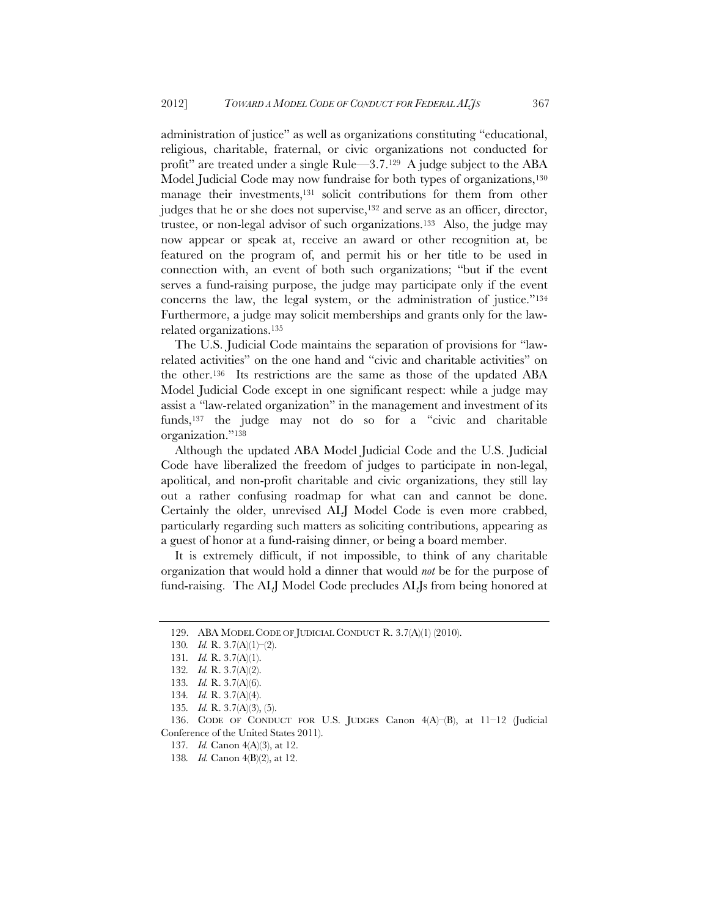administration of justice" as well as organizations constituting "educational, religious, charitable, fraternal, or civic organizations not conducted for profit" are treated under a single Rule—3.7.[129] A judge subject to the ABA Model Judicial Code may now fundraise for both types of organizations,[130] manage their investments,[131] solicit contributions for them from other judges that he or she does not supervise,[132] and serve as an officer, director, trustee, or non-legal advisor of such organizations.[133] Also, the judge may now appear or speak at, receive an award or other recognition at, be featured on the program of, and permit his or her title to be used in connection with, an event of both such organizations; "but if the event serves a fund-raising purpose, the judge may participate only if the event concerns the law, the legal system, or the administration of justice."[134] Furthermore, a judge may solicit memberships and grants only for the law-related organizations.[135]

The U.S. Judicial Code maintains the separation of provisions for "law-related activities" on the one hand and "civic and charitable activities" on the other.[136] Its restrictions are the same as those of the updated ABA Model Judicial Code except in one significant respect: while a judge may assist a "law-related organization" in the management and investment of its funds,[137] the judge may not do so for a "civic and charitable organization."[138]

Although the updated ABA Model Judicial Code and the U.S. Judicial Code have liberalized the freedom of judges to participate in non-legal, apolitical, and non-profit charitable and civic organizations, they still lay out a rather confusing roadmap for what can and cannot be done. Certainly the older, unrevised ALJ Model Code is even more crabbed, particularly regarding such matters as soliciting contributions, appearing as a guest of honor at a fund-raising dinner, or being a board member.

It is extremely difficult, if not impossible, to think of any charitable organization that would hold a dinner that would *not* be for the purpose of fund-raising. The ALJ Model Code precludes ALJs from being honored at

---

129. ABA MODEL CODE OF JUDICIAL CONDUCT R. 3.7(A)(1) (2010).

130. *Id.* R. 3.7(A)(1)–(2).

131. *Id.* R. 3.7(A)(1).

132. *Id.* R. 3.7(A)(2).

133. *Id.* R. 3.7(A)(6).

134. *Id.* R. 3.7(A)(4).

135. *Id.* R. 3.7(A)(3), (5).

136. CODE OF CONDUCT FOR U.S. JUDGES Canon 4(A)–(B), at 11–12 (Judicial Conference of the United States 2011).

137. *Id.* Canon 4(A)(3), at 12.

138. *Id.* Canon 4(B)(2), at 12.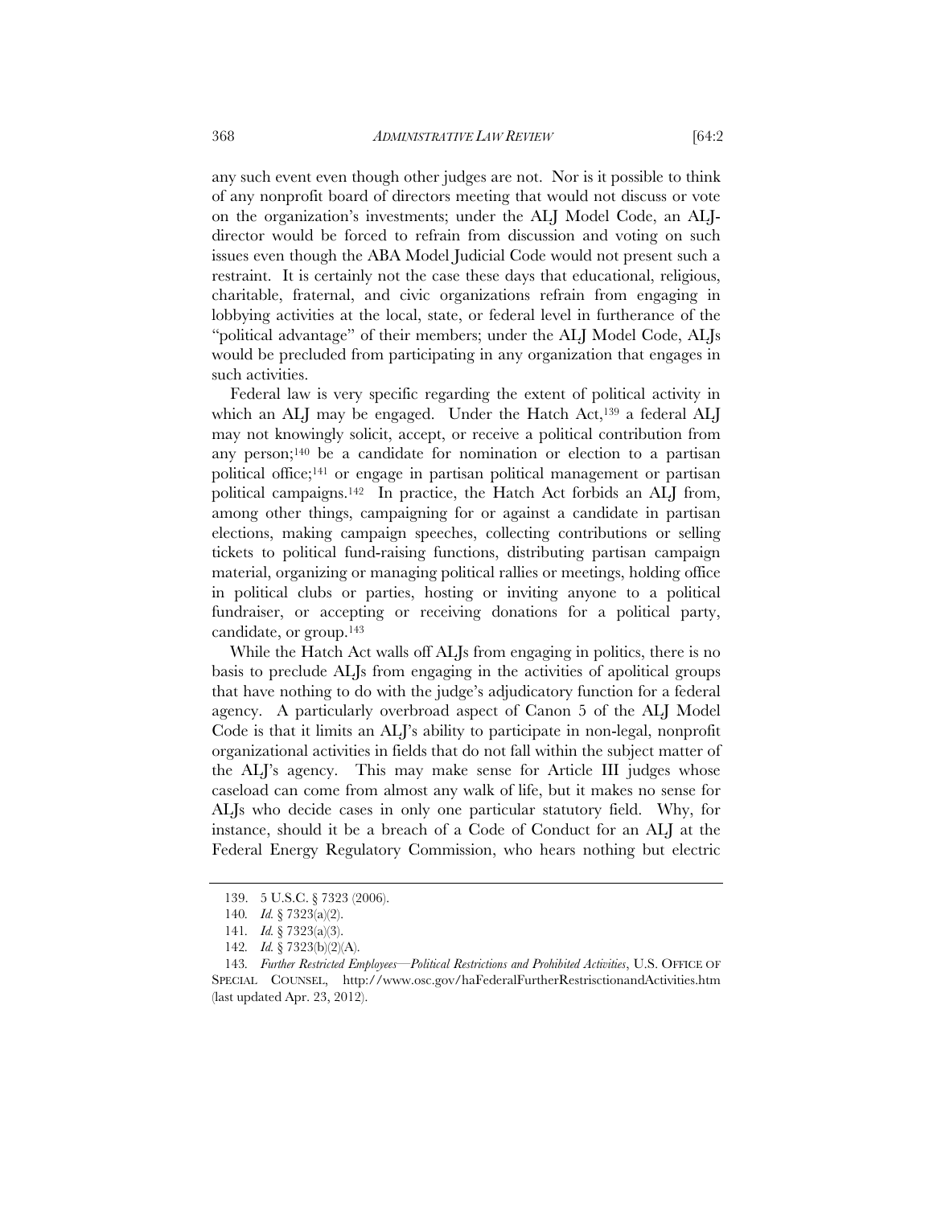any such event even though other judges are not. Nor is it possible to think of any nonprofit board of directors meeting that would not discuss or vote on the organization's investments; under the ALJ Model Code, an ALJ-director would be forced to refrain from discussion and voting on such issues even though the ABA Model Judicial Code would not present such a restraint. It is certainly not the case these days that educational, religious, charitable, fraternal, and civic organizations refrain from engaging in lobbying activities at the local, state, or federal level in furtherance of the "political advantage" of their members; under the ALJ Model Code, ALJs would be precluded from participating in any organization that engages in such activities.

Federal law is very specific regarding the extent of political activity in which an ALJ may be engaged. Under the Hatch Act,[139] a federal ALJ may not knowingly solicit, accept, or receive a political contribution from any person;[140] be a candidate for nomination or election to a partisan political office;[141] or engage in partisan political management or partisan political campaigns.[142] In practice, the Hatch Act forbids an ALJ from, among other things, campaigning for or against a candidate in partisan elections, making campaign speeches, collecting contributions or selling tickets to political fund-raising functions, distributing partisan campaign material, organizing or managing political rallies or meetings, holding office in political clubs or parties, hosting or inviting anyone to a political fundraiser, or accepting or receiving donations for a political party, candidate, or group.[143]

While the Hatch Act walls off ALJs from engaging in politics, there is no basis to preclude ALJs from engaging in the activities of apolitical groups that have nothing to do with the judge's adjudicatory function for a federal agency. A particularly overbroad aspect of Canon 5 of the ALJ Model Code is that it limits an ALJ's ability to participate in non-legal, nonprofit organizational activities in fields that do not fall within the subject matter of the ALJ's agency. This may make sense for Article III judges whose caseload can come from almost any walk of life, but it makes no sense for ALJs who decide cases in only one particular statutory field. Why, for instance, should it be a breach of a Code of Conduct for an ALJ at the Federal Energy Regulatory Commission, who hears nothing but electric

---

139. 5 U.S.C. § 7323 (2006).

140. *Id.* § 7323(a)(2).

141. *Id.* § 7323(a)(3).

142. *Id.* § 7323(b)(2)(A).

143. *Further Restricted Employees—Political Restrictions and Prohibited Activities*, U.S. OFFICE OF SPECIAL COUNSEL, http://www.osc.gov/haFederalFurtherRestrisctionandActivities.htm (last updated Apr. 23, 2012).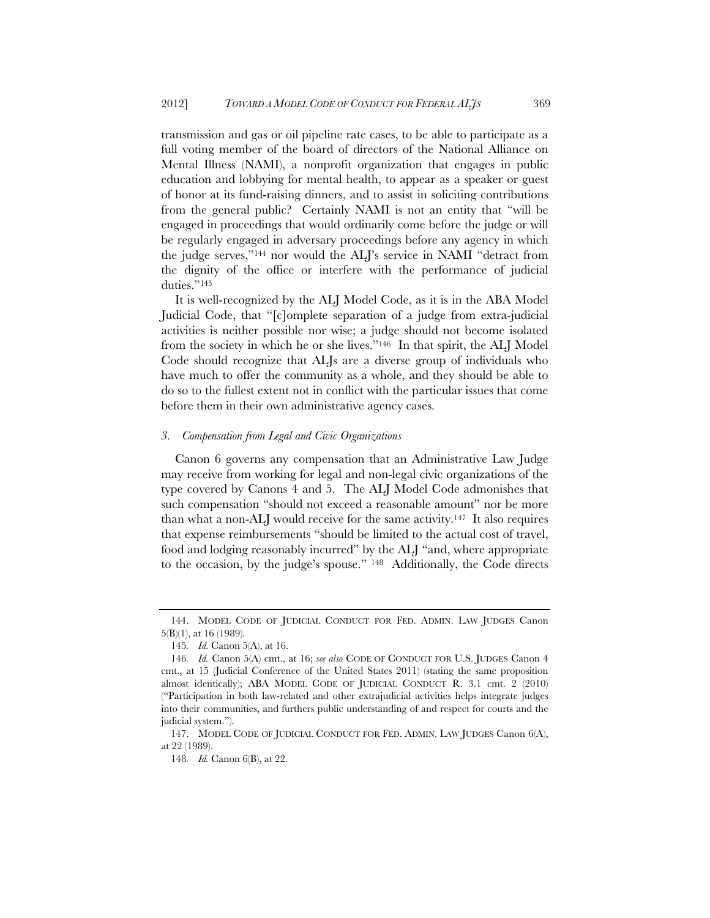transmission and gas or oil pipeline rate cases, to be able to participate as a full voting member of the board of directors of the National Alliance on Mental Illness (NAMI), a nonprofit organization that engages in public education and lobbying for mental health, to appear as a speaker or guest of honor at its fund-raising dinners, and to assist in soliciting contributions from the general public? Certainly NAMI is not an entity that "will be engaged in proceedings that would ordinarily come before the judge or will be regularly engaged in adversary proceedings before any agency in which the judge serves,"[144] nor would the ALJ's service in NAMI "detract from the dignity of the office or interfere with the performance of judicial duties."[145]

It is well-recognized by the ALJ Model Code, as it is in the ABA Model Judicial Code, that "[c]omplete separation of a judge from extra-judicial activities is neither possible nor wise; a judge should not become isolated from the society in which he or she lives."[146] In that spirit, the ALJ Model Code should recognize that ALJs are a diverse group of individuals who have much to offer the community as a whole, and they should be able to do so to the fullest extent not in conflict with the particular issues that come before them in their own administrative agency cases.

### *3. Compensation from Legal and Civic Organizations*

Canon 6 governs any compensation that an Administrative Law Judge may receive from working for legal and non-legal civic organizations of the type covered by Canons 4 and 5. The ALJ Model Code admonishes that such compensation "should not exceed a reasonable amount" nor be more than what a non-ALJ would receive for the same activity.[147] It also requires that expense reimbursements "should be limited to the actual cost of travel, food and lodging reasonably incurred" by the ALJ "and, where appropriate to the occasion, by the judge's spouse." [148] Additionally, the Code directs

---

144. MODEL CODE OF JUDICIAL CONDUCT FOR FED. ADMIN. LAW JUDGES Canon 5(B)(1), at 16 (1989).

145. *Id.* Canon 5(A), at 16.

146. *Id.* Canon 5(A) cmt., at 16; *see also* CODE OF CONDUCT FOR U.S. JUDGES Canon 4 cmt., at 15 (Judicial Conference of the United States 2011) (stating the same proposition almost identically); ABA MODEL CODE OF JUDICIAL CONDUCT R. 3.1 cmt. 2 (2010) ("Participation in both law-related and other extrajudicial activities helps integrate judges into their communities, and furthers public understanding of and respect for courts and the judicial system.").

147. MODEL CODE OF JUDICIAL CONDUCT FOR FED. ADMIN. LAW JUDGES Canon 6(A), at 22 (1989).

148. *Id.* Canon 6(B), at 22.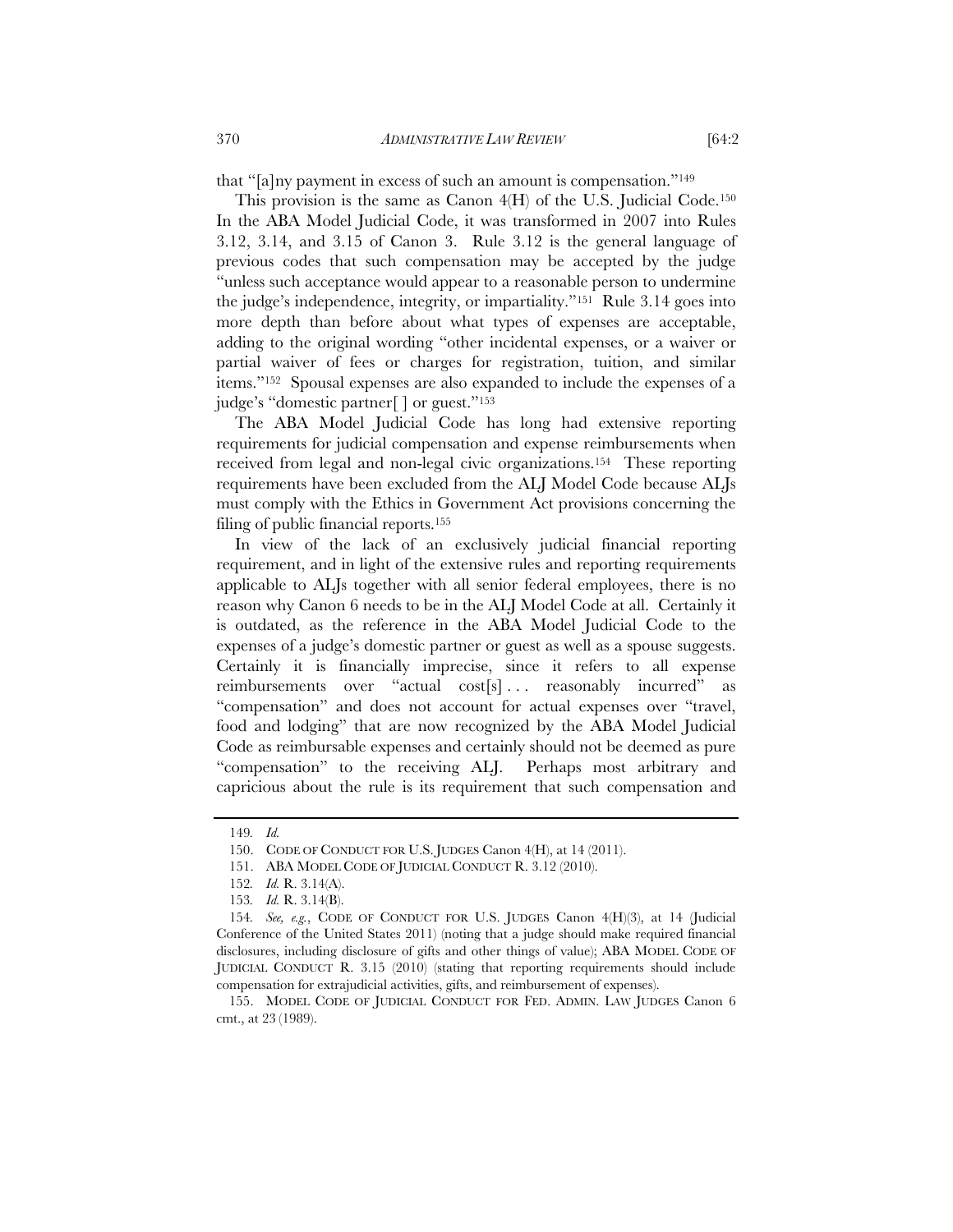that "[a]ny payment in excess of such an amount is compensation."[149]

This provision is the same as Canon 4(H) of the U.S. Judicial Code.[150] In the ABA Model Judicial Code, it was transformed in 2007 into Rules 3.12, 3.14, and 3.15 of Canon 3. Rule 3.12 is the general language of previous codes that such compensation may be accepted by the judge "unless such acceptance would appear to a reasonable person to undermine the judge's independence, integrity, or impartiality."[151] Rule 3.14 goes into more depth than before about what types of expenses are acceptable, adding to the original wording "other incidental expenses, or a waiver or partial waiver of fees or charges for registration, tuition, and similar items."[152] Spousal expenses are also expanded to include the expenses of a judge's "domestic partner[ ] or guest."[153]

The ABA Model Judicial Code has long had extensive reporting requirements for judicial compensation and expense reimbursements when received from legal and non-legal civic organizations.[154] These reporting requirements have been excluded from the ALJ Model Code because ALJs must comply with the Ethics in Government Act provisions concerning the filing of public financial reports.[155]

In view of the lack of an exclusively judicial financial reporting requirement, and in light of the extensive rules and reporting requirements applicable to ALJs together with all senior federal employees, there is no reason why Canon 6 needs to be in the ALJ Model Code at all. Certainly it is outdated, as the reference in the ABA Model Judicial Code to the expenses of a judge's domestic partner or guest as well as a spouse suggests. Certainly it is financially imprecise, since it refers to all expense reimbursements over "actual cost[s] . . . reasonably incurred" as "compensation" and does not account for actual expenses over "travel, food and lodging" that are now recognized by the ABA Model Judicial Code as reimbursable expenses and certainly should not be deemed as pure "compensation" to the receiving ALJ. Perhaps most arbitrary and capricious about the rule is its requirement that such compensation and

---

149. *Id.*

150. CODE OF CONDUCT FOR U.S. JUDGES Canon 4(H), at 14 (2011).

151. ABA MODEL CODE OF JUDICIAL CONDUCT R. 3.12 (2010).

152. *Id.* R. 3.14(A).

153. *Id.* R. 3.14(B).

154. *See, e.g.*, CODE OF CONDUCT FOR U.S. JUDGES Canon 4(H)(3), at 14 (Judicial Conference of the United States 2011) (noting that a judge should make required financial disclosures, including disclosure of gifts and other things of value); ABA MODEL CODE OF JUDICIAL CONDUCT R. 3.15 (2010) (stating that reporting requirements should include compensation for extrajudicial activities, gifts, and reimbursement of expenses).

155. MODEL CODE OF JUDICIAL CONDUCT FOR FED. ADMIN. LAW JUDGES Canon 6 cmt., at 23 (1989).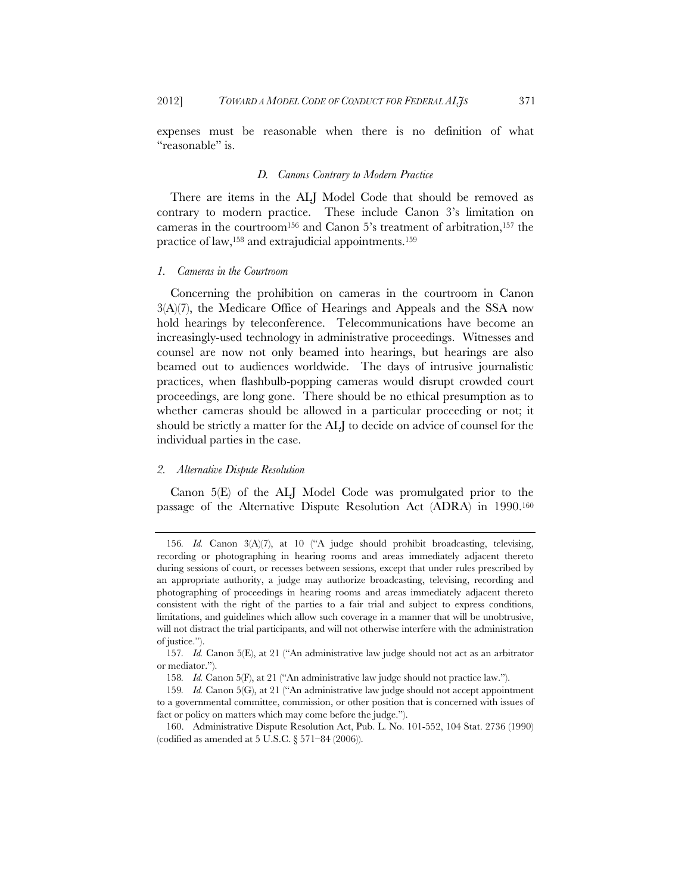expenses must be reasonable when there is no definition of what "reasonable" is.

### *D. Canons Contrary to Modern Practice*

There are items in the ALJ Model Code that should be removed as contrary to modern practice. These include Canon 3's limitation on cameras in the courtroom[156] and Canon 5's treatment of arbitration,[157] the practice of law,[158] and extrajudicial appointments.[159]

#### *1. Cameras in the Courtroom*

Concerning the prohibition on cameras in the courtroom in Canon 3(A)(7), the Medicare Office of Hearings and Appeals and the SSA now hold hearings by teleconference. Telecommunications have become an increasingly-used technology in administrative proceedings. Witnesses and counsel are now not only beamed into hearings, but hearings are also beamed out to audiences worldwide. The days of intrusive journalistic practices, when flashbulb-popping cameras would disrupt crowded court proceedings, are long gone. There should be no ethical presumption as to whether cameras should be allowed in a particular proceeding or not; it should be strictly a matter for the ALJ to decide on advice of counsel for the individual parties in the case.

#### *2. Alternative Dispute Resolution*

Canon 5(E) of the ALJ Model Code was promulgated prior to the passage of the Alternative Dispute Resolution Act (ADRA) in 1990.[160]

---

156. *Id.* Canon 3(A)(7), at 10 ("A judge should prohibit broadcasting, televising, recording or photographing in hearing rooms and areas immediately adjacent thereto during sessions of court, or recesses between sessions, except that under rules prescribed by an appropriate authority, a judge may authorize broadcasting, televising, recording and photographing of proceedings in hearing rooms and areas immediately adjacent thereto consistent with the right of the parties to a fair trial and subject to express conditions, limitations, and guidelines which allow such coverage in a manner that will be unobtrusive, will not distract the trial participants, and will not otherwise interfere with the administration of justice.").

157. *Id.* Canon 5(E), at 21 ("An administrative law judge should not act as an arbitrator or mediator.").

158. *Id.* Canon 5(F), at 21 ("An administrative law judge should not practice law.").

159. *Id.* Canon 5(G), at 21 ("An administrative law judge should not accept appointment to a governmental committee, commission, or other position that is concerned with issues of fact or policy on matters which may come before the judge.").

160. Administrative Dispute Resolution Act, Pub. L. No. 101-552, 104 Stat. 2736 (1990) (codified as amended at 5 U.S.C. § 571–84 (2006)).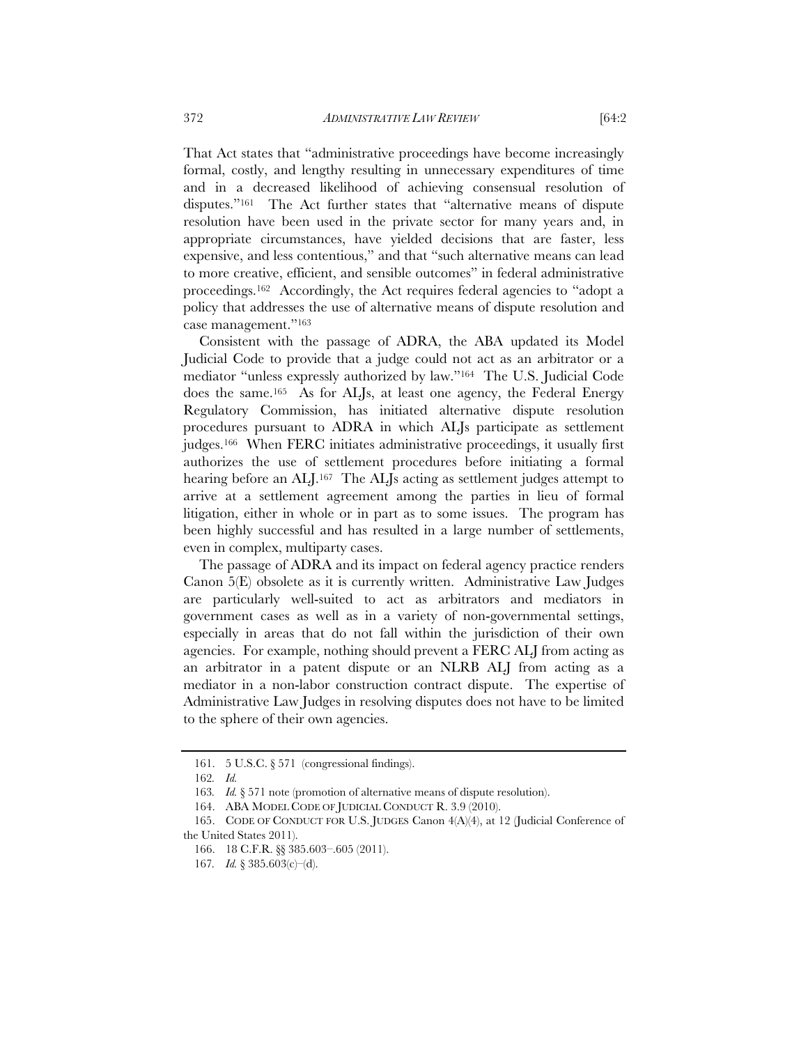That Act states that "administrative proceedings have become increasingly formal, costly, and lengthy resulting in unnecessary expenditures of time and in a decreased likelihood of achieving consensual resolution of disputes."[161] The Act further states that "alternative means of dispute resolution have been used in the private sector for many years and, in appropriate circumstances, have yielded decisions that are faster, less expensive, and less contentious," and that "such alternative means can lead to more creative, efficient, and sensible outcomes" in federal administrative proceedings.[162] Accordingly, the Act requires federal agencies to "adopt a policy that addresses the use of alternative means of dispute resolution and case management."[163]

Consistent with the passage of ADRA, the ABA updated its Model Judicial Code to provide that a judge could not act as an arbitrator or a mediator "unless expressly authorized by law."[164] The U.S. Judicial Code does the same.[165] As for ALJs, at least one agency, the Federal Energy Regulatory Commission, has initiated alternative dispute resolution procedures pursuant to ADRA in which ALJs participate as settlement judges.[166] When FERC initiates administrative proceedings, it usually first authorizes the use of settlement procedures before initiating a formal hearing before an ALJ.[167] The ALJs acting as settlement judges attempt to arrive at a settlement agreement among the parties in lieu of formal litigation, either in whole or in part as to some issues. The program has been highly successful and has resulted in a large number of settlements, even in complex, multiparty cases.

The passage of ADRA and its impact on federal agency practice renders Canon 5(E) obsolete as it is currently written. Administrative Law Judges are particularly well-suited to act as arbitrators and mediators in government cases as well as in a variety of non-governmental settings, especially in areas that do not fall within the jurisdiction of their own agencies. For example, nothing should prevent a FERC ALJ from acting as an arbitrator in a patent dispute or an NLRB ALJ from acting as a mediator in a non-labor construction contract dispute. The expertise of Administrative Law Judges in resolving disputes does not have to be limited to the sphere of their own agencies.

---

161. 5 U.S.C. § 571 (congressional findings).

162. *Id.*

163. *Id.* § 571 note (promotion of alternative means of dispute resolution).

164. ABA MODEL CODE OF JUDICIAL CONDUCT R. 3.9 (2010).

165. CODE OF CONDUCT FOR U.S. JUDGES Canon 4(A)(4), at 12 (Judicial Conference of the United States 2011).

166. 18 C.F.R. §§ 385.603–.605 (2011).

167. *Id.* § 385.603(c)–(d).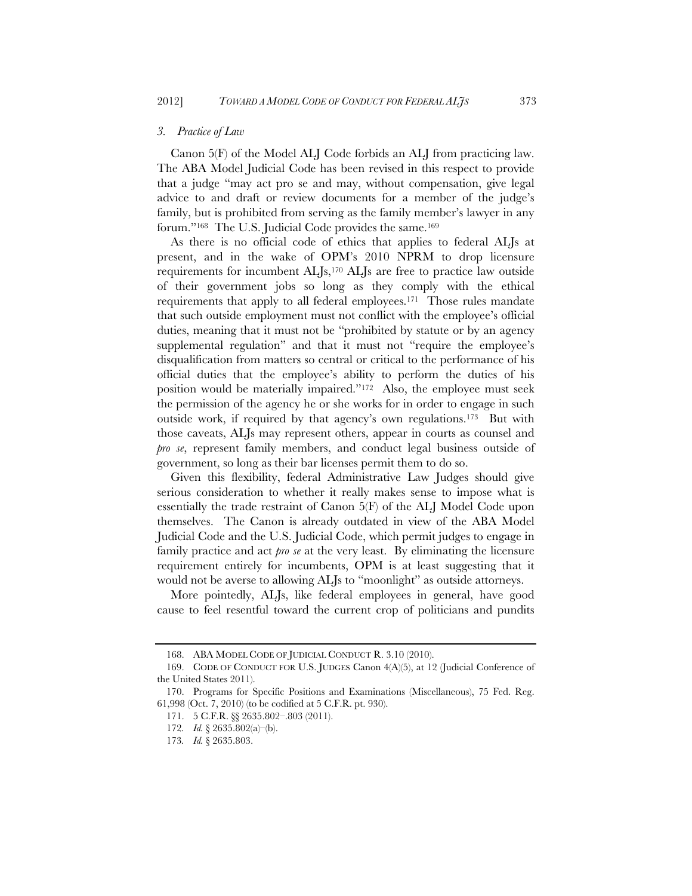### *3. Practice of Law*

Canon 5(F) of the Model ALJ Code forbids an ALJ from practicing law. The ABA Model Judicial Code has been revised in this respect to provide that a judge "may act pro se and may, without compensation, give legal advice to and draft or review documents for a member of the judge's family, but is prohibited from serving as the family member's lawyer in any forum."[168] The U.S. Judicial Code provides the same.[169]

As there is no official code of ethics that applies to federal ALJs at present, and in the wake of OPM's 2010 NPRM to drop licensure requirements for incumbent ALJs,[170] ALJs are free to practice law outside of their government jobs so long as they comply with the ethical requirements that apply to all federal employees.[171] Those rules mandate that such outside employment must not conflict with the employee's official duties, meaning that it must not be "prohibited by statute or by an agency supplemental regulation" and that it must not "require the employee's disqualification from matters so central or critical to the performance of his official duties that the employee's ability to perform the duties of his position would be materially impaired."[172] Also, the employee must seek the permission of the agency he or she works for in order to engage in such outside work, if required by that agency's own regulations.[173] But with those caveats, ALJs may represent others, appear in courts as counsel and *pro se*, represent family members, and conduct legal business outside of government, so long as their bar licenses permit them to do so.

Given this flexibility, federal Administrative Law Judges should give serious consideration to whether it really makes sense to impose what is essentially the trade restraint of Canon 5(F) of the ALJ Model Code upon themselves. The Canon is already outdated in view of the ABA Model Judicial Code and the U.S. Judicial Code, which permit judges to engage in family practice and act *pro se* at the very least. By eliminating the licensure requirement entirely for incumbents, OPM is at least suggesting that it would not be averse to allowing ALJs to "moonlight" as outside attorneys.

More pointedly, ALJs, like federal employees in general, have good cause to feel resentful toward the current crop of politicians and pundits

---

168. ABA MODEL CODE OF JUDICIAL CONDUCT R. 3.10 (2010).

169. CODE OF CONDUCT FOR U.S. JUDGES Canon 4(A)(5), at 12 (Judicial Conference of the United States 2011).

170. Programs for Specific Positions and Examinations (Miscellaneous), 75 Fed. Reg. 61,998 (Oct. 7, 2010) (to be codified at 5 C.F.R. pt. 930).

171. 5 C.F.R. §§ 2635.802–.803 (2011).

172. *Id.* § 2635.802(a)–(b).

173. *Id.* § 2635.803.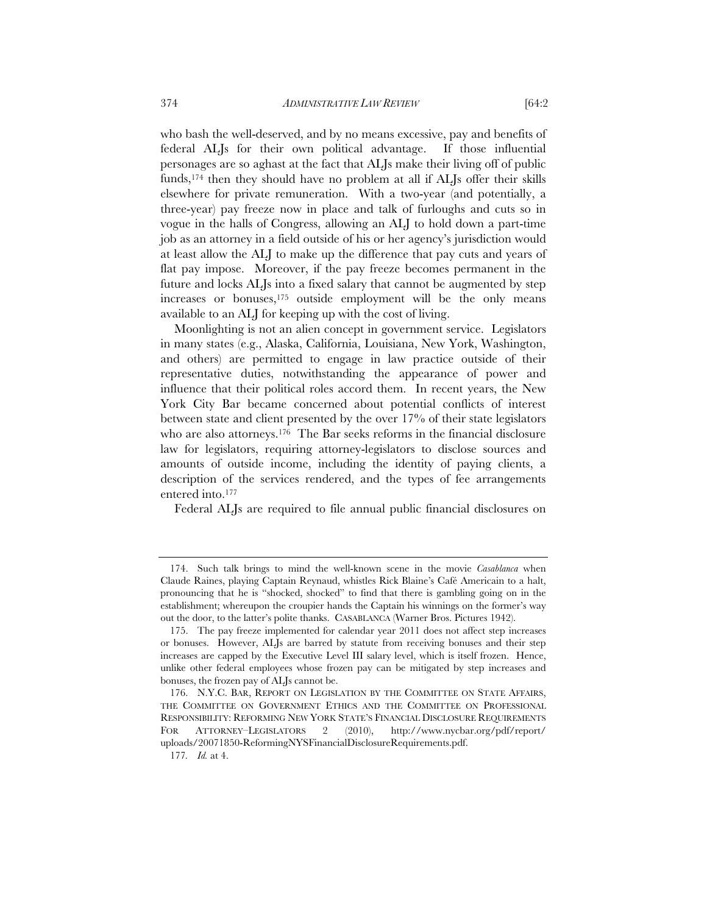who bash the well-deserved, and by no means excessive, pay and benefits of federal ALJs for their own political advantage. If those influential personages are so aghast at the fact that ALJs make their living off of public funds,[174] then they should have no problem at all if ALJs offer their skills elsewhere for private remuneration. With a two-year (and potentially, a three-year) pay freeze now in place and talk of furloughs and cuts so in vogue in the halls of Congress, allowing an ALJ to hold down a part-time job as an attorney in a field outside of his or her agency's jurisdiction would at least allow the ALJ to make up the difference that pay cuts and years of flat pay impose. Moreover, if the pay freeze becomes permanent in the future and locks ALJs into a fixed salary that cannot be augmented by step increases or bonuses,[175] outside employment will be the only means available to an ALJ for keeping up with the cost of living.

Moonlighting is not an alien concept in government service. Legislators in many states (e.g., Alaska, California, Louisiana, New York, Washington, and others) are permitted to engage in law practice outside of their representative duties, notwithstanding the appearance of power and influence that their political roles accord them. In recent years, the New York City Bar became concerned about potential conflicts of interest between state and client presented by the over 17% of their state legislators who are also attorneys.[176] The Bar seeks reforms in the financial disclosure law for legislators, requiring attorney-legislators to disclose sources and amounts of outside income, including the identity of paying clients, a description of the services rendered, and the types of fee arrangements entered into.[177]

Federal ALJs are required to file annual public financial disclosures on

---

174. Such talk brings to mind the well-known scene in the movie *Casablanca* when Claude Raines, playing Captain Reynaud, whistles Rick Blaine's Café Americain to a halt, pronouncing that he is "shocked, shocked" to find that there is gambling going on in the establishment; whereupon the croupier hands the Captain his winnings on the former's way out the door, to the latter's polite thanks. CASABLANCA (Warner Bros. Pictures 1942).

175. The pay freeze implemented for calendar year 2011 does not affect step increases or bonuses. However, ALJs are barred by statute from receiving bonuses and their step increases are capped by the Executive Level III salary level, which is itself frozen. Hence, unlike other federal employees whose frozen pay can be mitigated by step increases and bonuses, the frozen pay of ALJs cannot be.

176. N.Y.C. BAR, REPORT ON LEGISLATION BY THE COMMITTEE ON STATE AFFAIRS, THE COMMITTEE ON GOVERNMENT ETHICS AND THE COMMITTEE ON PROFESSIONAL RESPONSIBILITY: REFORMING NEW YORK STATE'S FINANCIAL DISCLOSURE REQUIREMENTS FOR ATTORNEY–LEGISLATORS 2 (2010), http://www.nycbar.org/pdf/report/uploads/20071850-ReformingNYSFinancialDisclosureRequirements.pdf.

177. *Id.* at 4.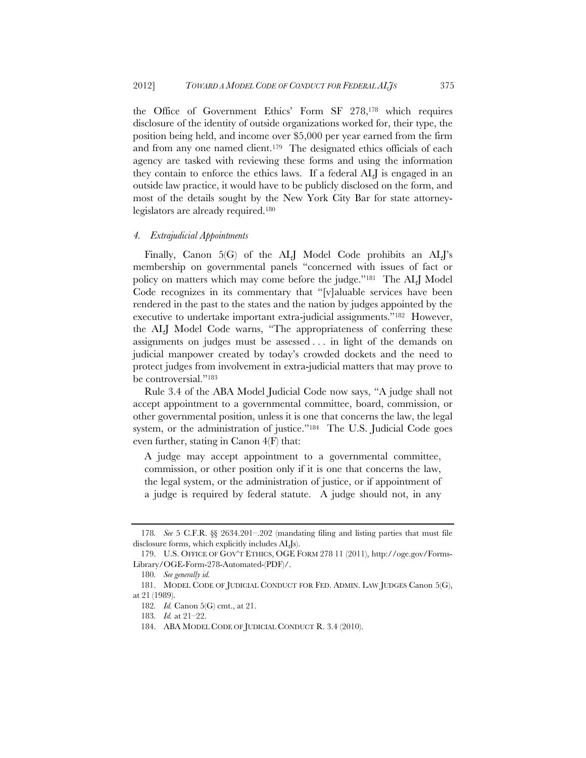the Office of Government Ethics' Form SF 278,[178] which requires disclosure of the identity of outside organizations worked for, their type, the position being held, and income over $5,000 per year earned from the firm and from any one named client.[179] The designated ethics officials of each agency are tasked with reviewing these forms and using the information they contain to enforce the ethics laws. If a federal ALJ is engaged in an outside law practice, it would have to be publicly disclosed on the form, and most of the details sought by the New York City Bar for state attorney-legislators are already required.[180]

#### *4. Extrajudicial Appointments*

Finally, Canon 5(G) of the ALJ Model Code prohibits an ALJ's membership on governmental panels "concerned with issues of fact or policy on matters which may come before the judge."[181] The ALJ Model Code recognizes in its commentary that "[v]aluable services have been rendered in the past to the states and the nation by judges appointed by the executive to undertake important extra-judicial assignments."[182] However, the ALJ Model Code warns, "The appropriateness of conferring these assignments on judges must be assessed . . . in light of the demands on judicial manpower created by today's crowded dockets and the need to protect judges from involvement in extra-judicial matters that may prove to be controversial."[183]

Rule 3.4 of the ABA Model Judicial Code now says, "A judge shall not accept appointment to a governmental committee, board, commission, or other governmental position, unless it is one that concerns the law, the legal system, or the administration of justice."[184] The U.S. Judicial Code goes even further, stating in Canon 4(F) that:

> A judge may accept appointment to a governmental committee, commission, or other position only if it is one that concerns the law, the legal system, or the administration of justice, or if appointment of a judge is required by federal statute. A judge should not, in any

---

178. *See* 5 C.F.R. §§ 2634.201–.202 (mandating filing and listing parties that must file disclosure forms, which explicitly includes ALJs).

179. U.S. OFFICE OF GOV'T ETHICS, OGE FORM 278 11 (2011), http://oge.gov/Forms-Library/OGE-Form-278-Automated-(PDF)/.

180. *See generally id.*

181. MODEL CODE OF JUDICIAL CONDUCT FOR FED. ADMIN. LAW JUDGES Canon 5(G), at 21 (1989).

182. *Id.* Canon 5(G) cmt., at 21.

183. *Id.* at 21–22.

184. ABA MODEL CODE OF JUDICIAL CONDUCT R. 3.4 (2010).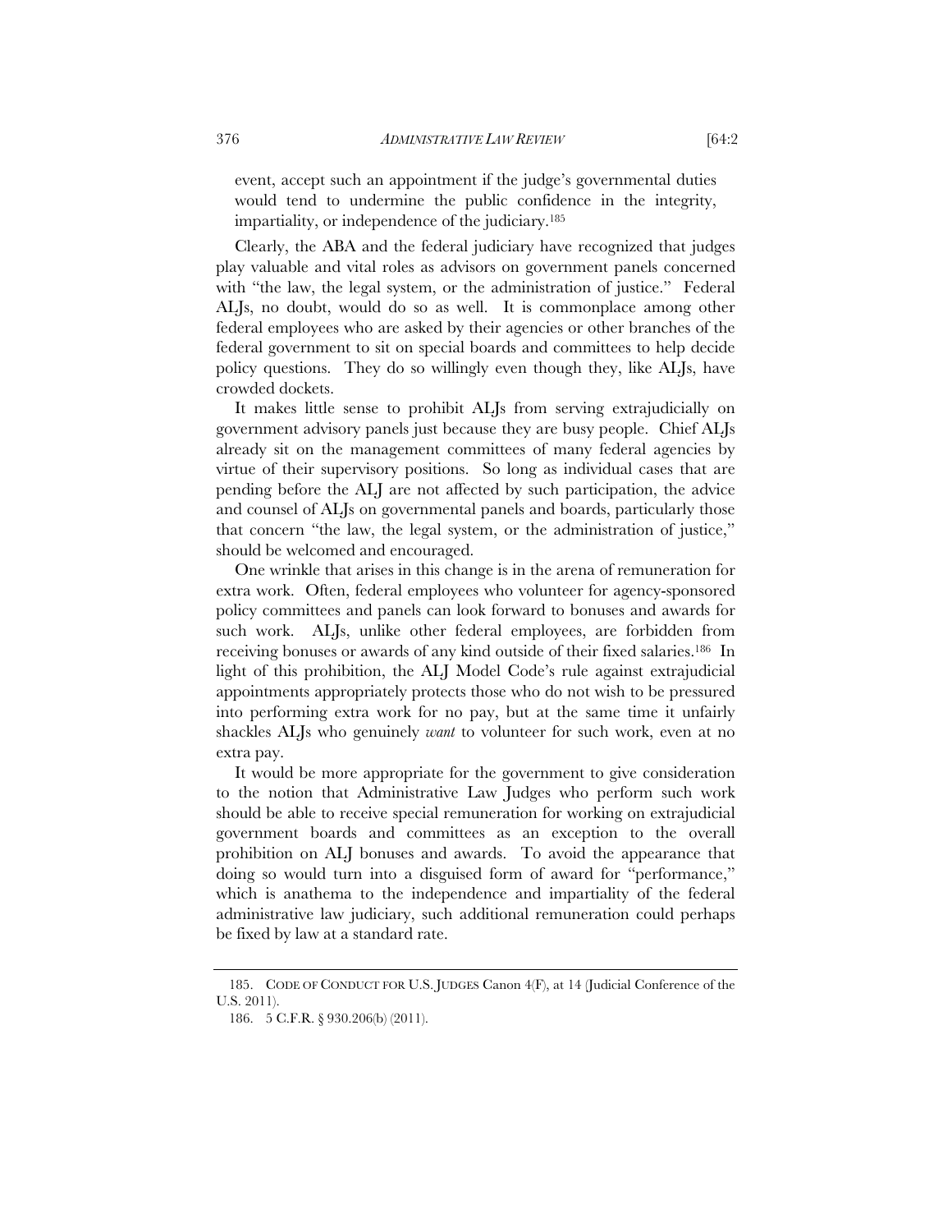event, accept such an appointment if the judge's governmental duties would tend to undermine the public confidence in the integrity, impartiality, or independence of the judiciary.[185]

Clearly, the ABA and the federal judiciary have recognized that judges play valuable and vital roles as advisors on government panels concerned with "the law, the legal system, or the administration of justice." Federal ALJs, no doubt, would do so as well. It is commonplace among other federal employees who are asked by their agencies or other branches of the federal government to sit on special boards and committees to help decide policy questions. They do so willingly even though they, like ALJs, have crowded dockets.

It makes little sense to prohibit ALJs from serving extrajudicially on government advisory panels just because they are busy people. Chief ALJs already sit on the management committees of many federal agencies by virtue of their supervisory positions. So long as individual cases that are pending before the ALJ are not affected by such participation, the advice and counsel of ALJs on governmental panels and boards, particularly those that concern "the law, the legal system, or the administration of justice," should be welcomed and encouraged.

One wrinkle that arises in this change is in the arena of remuneration for extra work. Often, federal employees who volunteer for agency-sponsored policy committees and panels can look forward to bonuses and awards for such work. ALJs, unlike other federal employees, are forbidden from receiving bonuses or awards of any kind outside of their fixed salaries.[186] In light of this prohibition, the ALJ Model Code's rule against extrajudicial appointments appropriately protects those who do not wish to be pressured into performing extra work for no pay, but at the same time it unfairly shackles ALJs who genuinely *want* to volunteer for such work, even at no extra pay.

It would be more appropriate for the government to give consideration to the notion that Administrative Law Judges who perform such work should be able to receive special remuneration for working on extrajudicial government boards and committees as an exception to the overall prohibition on ALJ bonuses and awards. To avoid the appearance that doing so would turn into a disguised form of award for "performance," which is anathema to the independence and impartiality of the federal administrative law judiciary, such additional remuneration could perhaps be fixed by law at a standard rate.

---

185. CODE OF CONDUCT FOR U.S. JUDGES Canon 4(F), at 14 (Judicial Conference of the U.S. 2011).

186. 5 C.F.R. § 930.206(b) (2011).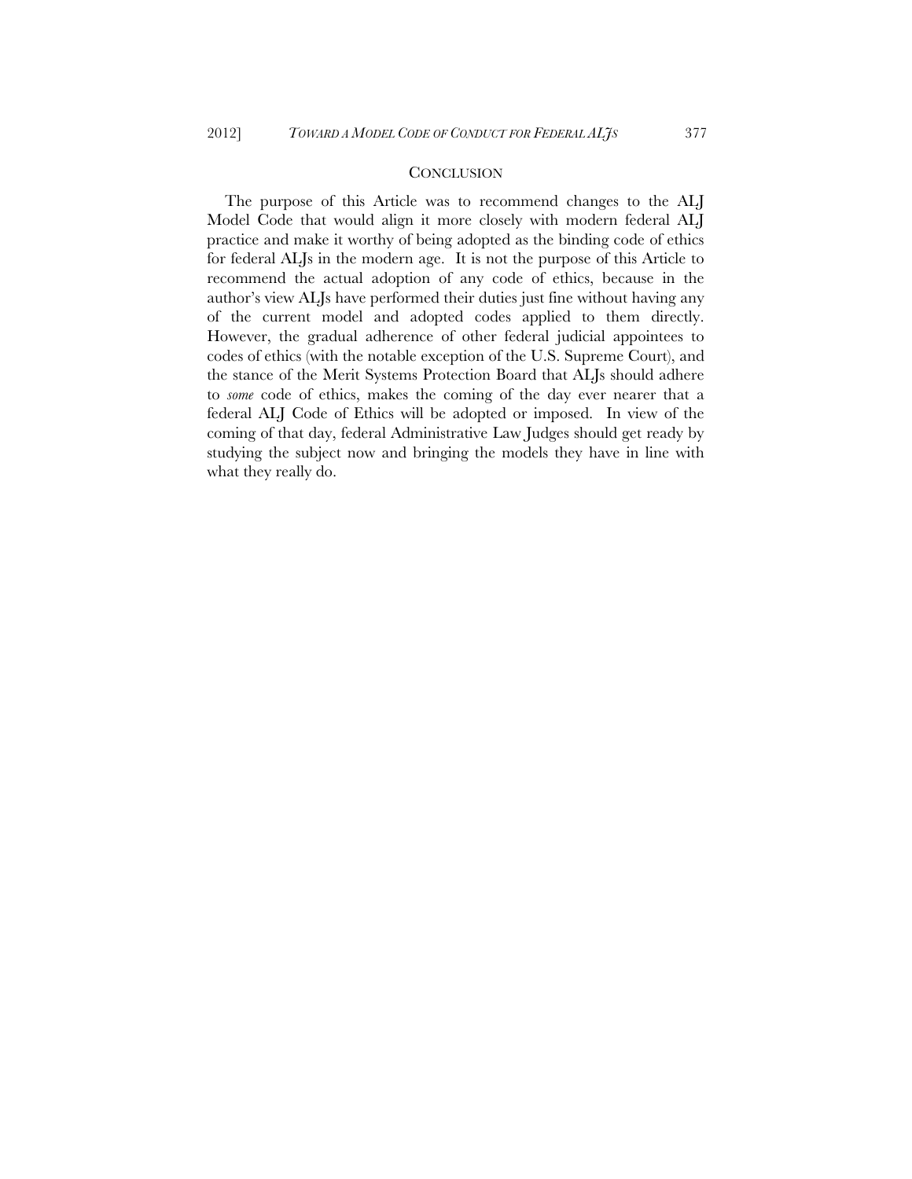## CONCLUSION

The purpose of this Article was to recommend changes to the ALJ Model Code that would align it more closely with modern federal ALJ practice and make it worthy of being adopted as the binding code of ethics for federal ALJs in the modern age. It is not the purpose of this Article to recommend the actual adoption of any code of ethics, because in the author's view ALJs have performed their duties just fine without having any of the current model and adopted codes applied to them directly. However, the gradual adherence of other federal judicial appointees to codes of ethics (with the notable exception of the U.S. Supreme Court), and the stance of the Merit Systems Protection Board that ALJs should adhere to *some* code of ethics, makes the coming of the day ever nearer that a federal ALJ Code of Ethics will be adopted or imposed. In view of the coming of that day, federal Administrative Law Judges should get ready by studying the subject now and bringing the models they have in line with what they really do.